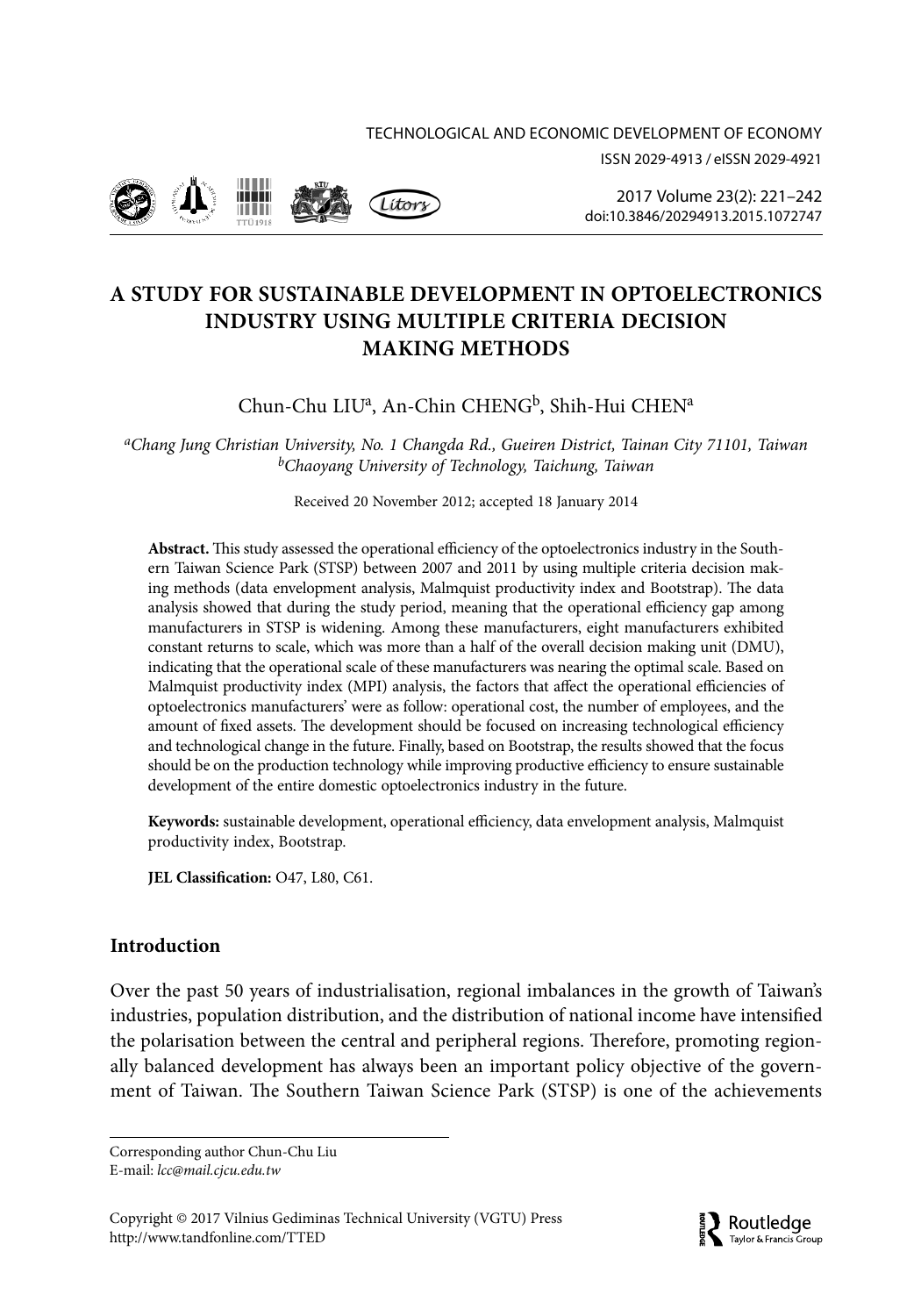# A STUDY FOR SUSTAINABLE DEVELOPMENT IN OPTOELECTRONICS INDUSTRY USING MULTIPLE CRITERIA DECISION MAKING METHODS

Chun-Chu LIU[a], An-Chin CHENG[b], Shih-Hui CHEN[a]

[a]*Chang Jung Christian University, No. 1 Changda Rd., Gueiren District, Tainan City 71101, Taiwan*
[b]*Chaoyang University of Technology, Taichung, Taiwan*

Received 20 November 2012; accepted 18 January 2014

**Abstract.** This study assessed the operational efficiency of the optoelectronics industry in the Southern Taiwan Science Park (STSP) between 2007 and 2011 by using multiple criteria decision making methods (data envelopment analysis, Malmquist productivity index and Bootstrap). The data analysis showed that during the study period, meaning that the operational efficiency gap among manufacturers in STSP is widening. Among these manufacturers, eight manufacturers exhibited constant returns to scale, which was more than a half of the overall decision making unit (DMU), indicating that the operational scale of these manufacturers was nearing the optimal scale. Based on Malmquist productivity index (MPI) analysis, the factors that affect the operational efficiencies of optoelectronics manufacturers' were as follow: operational cost, the number of employees, and the amount of fixed assets. The development should be focused on increasing technological efficiency and technological change in the future. Finally, based on Bootstrap, the results showed that the focus should be on the production technology while improving productive efficiency to ensure sustainable development of the entire domestic optoelectronics industry in the future.

**Keywords:** sustainable development, operational efficiency, data envelopment analysis, Malmquist productivity index, Bootstrap.

**JEL Classification:** O47, L80, C61.

## Introduction

Over the past 50 years of industrialisation, regional imbalances in the growth of Taiwan's industries, population distribution, and the distribution of national income have intensified the polarisation between the central and peripheral regions. Therefore, promoting regionally balanced development has always been an important policy objective of the government of Taiwan. The Southern Taiwan Science Park (STSP) is one of the achievements

Corresponding author Chun-Chu Liu
E-mail: *lcc@mail.cjcu.edu.tw*

Copyright © 2017 Vilnius Gediminas Technical University (VGTU) Press
http://www.tandfonline.com/TTED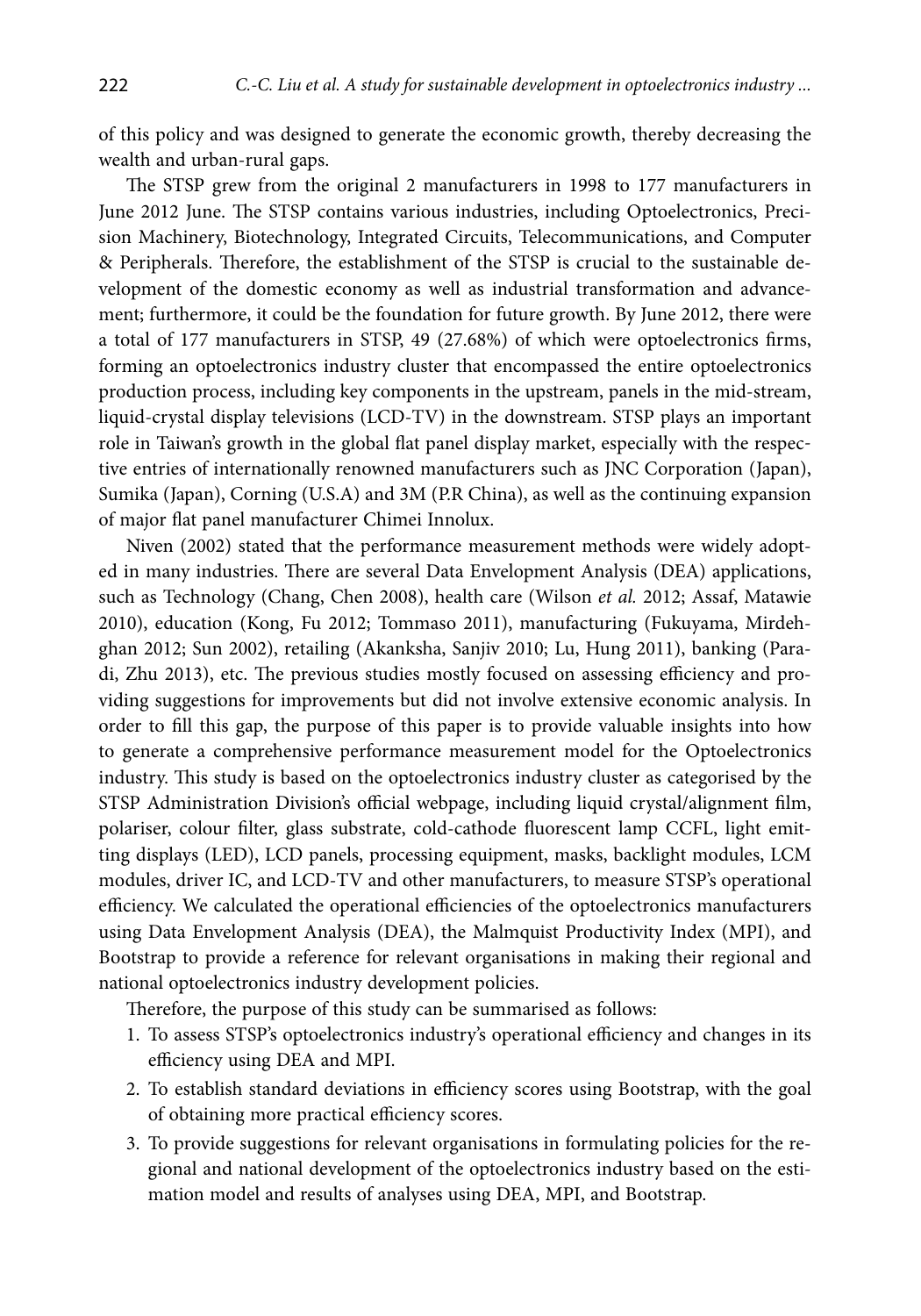of this policy and was designed to generate the economic growth, thereby decreasing the wealth and urban-rural gaps.

The STSP grew from the original 2 manufacturers in 1998 to 177 manufacturers in June 2012 June. The STSP contains various industries, including Optoelectronics, Precision Machinery, Biotechnology, Integrated Circuits, Telecommunications, and Computer & Peripherals. Therefore, the establishment of the STSP is crucial to the sustainable development of the domestic economy as well as industrial transformation and advancement; furthermore, it could be the foundation for future growth. By June 2012, there were a total of 177 manufacturers in STSP, 49 (27.68%) of which were optoelectronics firms, forming an optoelectronics industry cluster that encompassed the entire optoelectronics production process, including key components in the upstream, panels in the mid-stream, liquid-crystal display televisions (LCD-TV) in the downstream. STSP plays an important role in Taiwan's growth in the global flat panel display market, especially with the respective entries of internationally renowned manufacturers such as JNC Corporation (Japan), Sumika (Japan), Corning (U.S.A) and 3M (P.R China), as well as the continuing expansion of major flat panel manufacturer Chimei Innolux.

Niven (2002) stated that the performance measurement methods were widely adopted in many industries. There are several Data Envelopment Analysis (DEA) applications, such as Technology (Chang, Chen 2008), health care (Wilson *et al.* 2012; Assaf, Matawie 2010), education (Kong, Fu 2012; Tommaso 2011), manufacturing (Fukuyama, Mirdehghan 2012; Sun 2002), retailing (Akanksha, Sanjiv 2010; Lu, Hung 2011), banking (Paradi, Zhu 2013), etc. The previous studies mostly focused on assessing efficiency and providing suggestions for improvements but did not involve extensive economic analysis. In order to fill this gap, the purpose of this paper is to provide valuable insights into how to generate a comprehensive performance measurement model for the Optoelectronics industry. This study is based on the optoelectronics industry cluster as categorised by the STSP Administration Division's official webpage, including liquid crystal/alignment film, polariser, colour filter, glass substrate, cold-cathode fluorescent lamp CCFL, light emitting displays (LED), LCD panels, processing equipment, masks, backlight modules, LCM modules, driver IC, and LCD-TV and other manufacturers, to measure STSP's operational efficiency. We calculated the operational efficiencies of the optoelectronics manufacturers using Data Envelopment Analysis (DEA), the Malmquist Productivity Index (MPI), and Bootstrap to provide a reference for relevant organisations in making their regional and national optoelectronics industry development policies.

Therefore, the purpose of this study can be summarised as follows:

1. To assess STSP's optoelectronics industry's operational efficiency and changes in its efficiency using DEA and MPI.
2. To establish standard deviations in efficiency scores using Bootstrap, with the goal of obtaining more practical efficiency scores.
3. To provide suggestions for relevant organisations in formulating policies for the regional and national development of the optoelectronics industry based on the estimation model and results of analyses using DEA, MPI, and Bootstrap.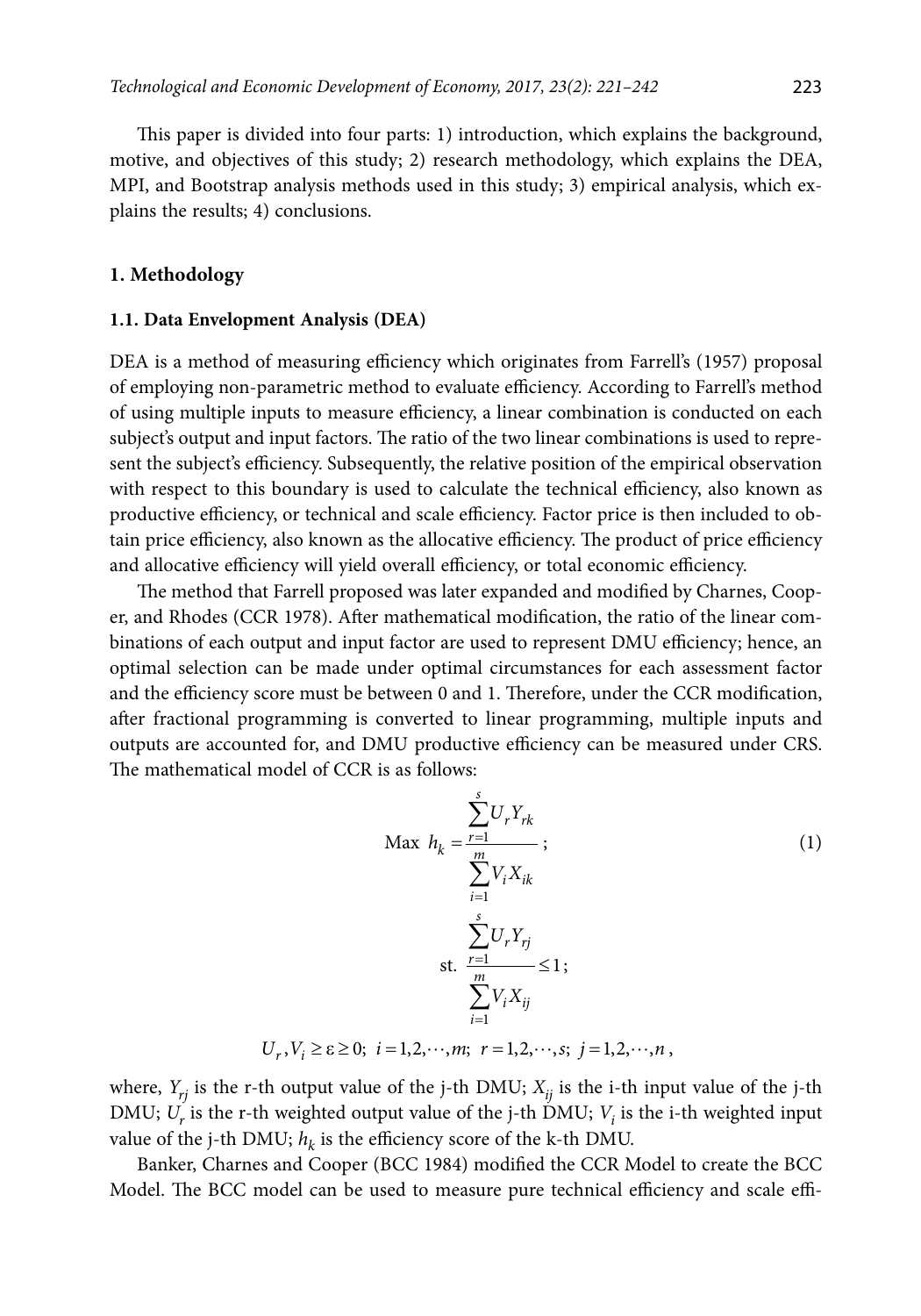This paper is divided into four parts: 1) introduction, which explains the background, motive, and objectives of this study; 2) research methodology, which explains the DEA, MPI, and Bootstrap analysis methods used in this study; 3) empirical analysis, which explains the results; 4) conclusions.

## 1. Methodology

### 1.1. Data Envelopment Analysis (DEA)

DEA is a method of measuring efficiency which originates from Farrell's (1957) proposal of employing non-parametric method to evaluate efficiency. According to Farrell's method of using multiple inputs to measure efficiency, a linear combination is conducted on each subject's output and input factors. The ratio of the two linear combinations is used to represent the subject's efficiency. Subsequently, the relative position of the empirical observation with respect to this boundary is used to calculate the technical efficiency, also known as productive efficiency, or technical and scale efficiency. Factor price is then included to obtain price efficiency, also known as the allocative efficiency. The product of price efficiency and allocative efficiency will yield overall efficiency, or total economic efficiency.

The method that Farrell proposed was later expanded and modified by Charnes, Cooper, and Rhodes (CCR 1978). After mathematical modification, the ratio of the linear combinations of each output and input factor are used to represent DMU efficiency; hence, an optimal selection can be made under optimal circumstances for each assessment factor and the efficiency score must be between 0 and 1. Therefore, under the CCR modification, after fractional programming is converted to linear programming, multiple inputs and outputs are accounted for, and DMU productive efficiency can be measured under CRS. The mathematical model of CCR is as follows:

$$\text{Max } h_k = \frac{\sum_{r=1}^{s} U_r Y_{rk}}{\sum_{i=1}^{m} V_i X_{ik}}; \tag{1}$$

$$\text{st. } \frac{\sum_{r=1}^{s} U_r Y_{rj}}{\sum_{i=1}^{m} V_i X_{ij}} \leq 1;$$

$$U_r, V_i \geq \varepsilon \geq 0;\; i = 1,2,\cdots,m;\; r = 1,2,\cdots,s;\; j = 1,2,\cdots,n,$$

where, $Y_{rj}$ is the r-th output value of the j-th DMU; $X_{ij}$ is the i-th input value of the j-th DMU; $U_r$ is the r-th weighted output value of the j-th DMU; $V_i$ is the i-th weighted input value of the j-th DMU; $h_k$ is the efficiency score of the k-th DMU.

Banker, Charnes and Cooper (BCC 1984) modified the CCR Model to create the BCC Model. The BCC model can be used to measure pure technical efficiency and scale effi-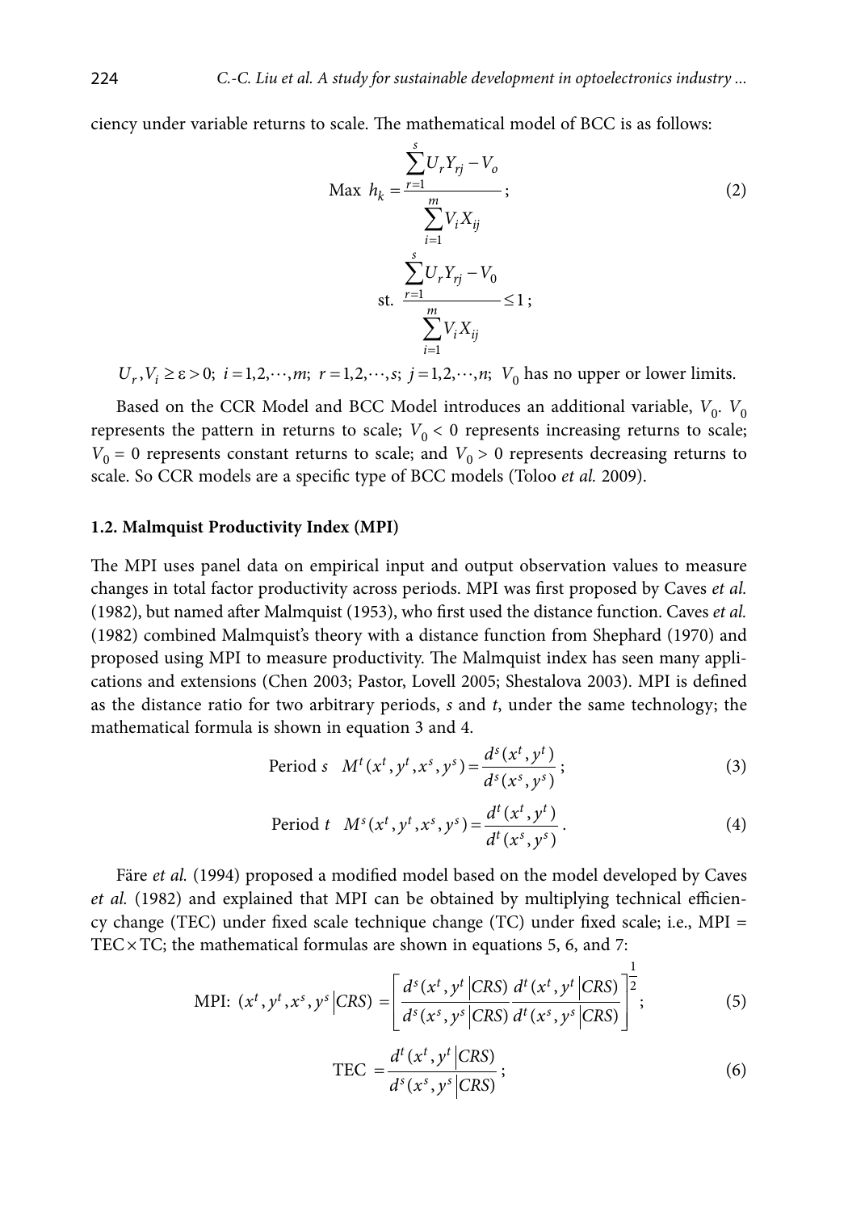ciency under variable returns to scale. The mathematical model of BCC is as follows:

$$\text{Max } h_k = \frac{\sum_{r=1}^{s} U_r Y_{rj} - V_o}{\sum_{i=1}^{m} V_i X_{ij}}; \tag{2}$$

$$\text{st. } \frac{\sum_{r=1}^{s} U_r Y_{rj} - V_0}{\sum_{i=1}^{m} V_i X_{ij}} \leq 1;$$

$U_r, V_i \geq \varepsilon > 0;\ i = 1,2,\cdots,m;\ r = 1,2,\cdots,s;\ j = 1,2,\cdots,n;\ V_0$ has no upper or lower limits.

Based on the CCR Model and BCC Model introduces an additional variable, $V_0$. $V_0$ represents the pattern in returns to scale; $V_0 < 0$ represents increasing returns to scale; $V_0 = 0$ represents constant returns to scale; and $V_0 > 0$ represents decreasing returns to scale. So CCR models are a specific type of BCC models (Toloo *et al.* 2009).

### 1.2. Malmquist Productivity Index (MPI)

The MPI uses panel data on empirical input and output observation values to measure changes in total factor productivity across periods. MPI was first proposed by Caves *et al.* (1982), but named after Malmquist (1953), who first used the distance function. Caves *et al.* (1982) combined Malmquist's theory with a distance function from Shephard (1970) and proposed using MPI to measure productivity. The Malmquist index has seen many applications and extensions (Chen 2003; Pastor, Lovell 2005; Shestalova 2003). MPI is defined as the distance ratio for two arbitrary periods, *s* and *t*, under the same technology; the mathematical formula is shown in equation 3 and 4.

$$\text{Period } s \quad M^t(x^t, y^t, x^s, y^s) = \frac{d^s(x^t, y^t)}{d^s(x^s, y^s)}; \tag{3}$$

$$\text{Period } t \quad M^s(x^t, y^t, x^s, y^s) = \frac{d^t(x^t, y^t)}{d^t(x^s, y^s)}. \tag{4}$$

Färe *et al.* (1994) proposed a modified model based on the model developed by Caves *et al.* (1982) and explained that MPI can be obtained by multiplying technical efficiency change (TEC) under fixed scale technique change (TC) under fixed scale; i.e., MPI = TEC × TC; the mathematical formulas are shown in equations 5, 6, and 7:

$$\text{MPI: } (x^t, y^t, x^s, y^s \mid CRS) = \left[ \frac{d^s(x^t, y^t \mid CRS)}{d^s(x^s, y^s \mid CRS)} \frac{d^t(x^t, y^t \mid CRS)}{d^t(x^s, y^s \mid CRS)} \right]^{\frac{1}{2}}; \tag{5}$$

$$\text{TEC } = \frac{d^t(x^t, y^t \mid CRS)}{d^s(x^s, y^s \mid CRS)}; \tag{6}$$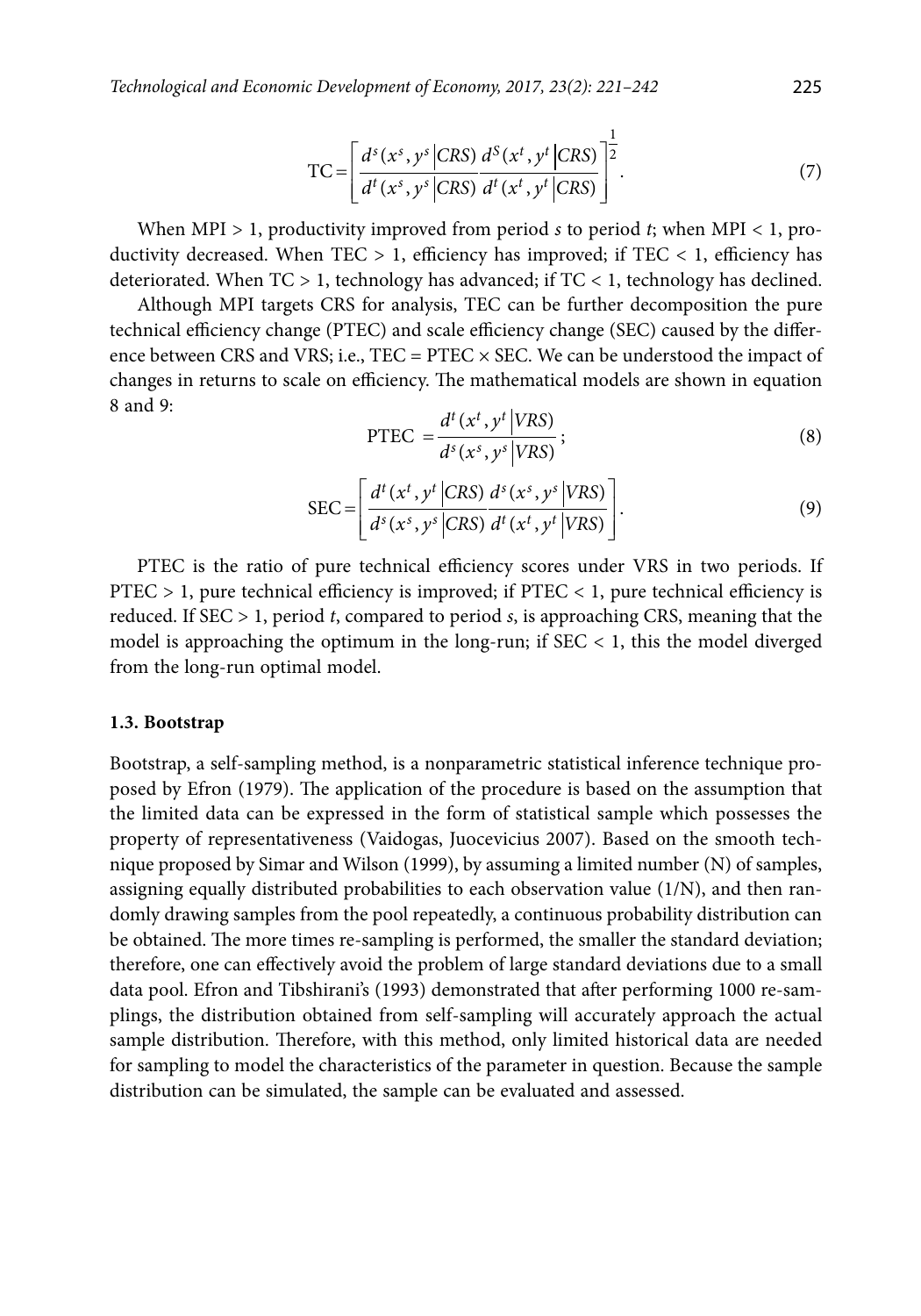$$\text{TC} = \left[ \frac{d^s(x^s, y^s \,|CRS)}{d^t(x^s, y^s \,|CRS)} \frac{d^S(x^t, y^t \,|CRS)}{d^t(x^t, y^t \,|CRS)} \right]^{\frac{1}{2}}. \tag{7}$$

When MPI > 1, productivity improved from period $s$ to period $t$; when MPI < 1, productivity decreased. When TEC > 1, efficiency has improved; if TEC < 1, efficiency has deteriorated. When TC > 1, technology has advanced; if TC < 1, technology has declined.

Although MPI targets CRS for analysis, TEC can be further decomposition the pure technical efficiency change (PTEC) and scale efficiency change (SEC) caused by the difference between CRS and VRS; i.e., TEC = PTEC × SEC. We can be understood the impact of changes in returns to scale on efficiency. The mathematical models are shown in equation 8 and 9:

$$\text{PTEC } = \frac{d^t(x^t, y^t \,|VRS)}{d^s(x^s, y^s \,|VRS)}; \tag{8}$$

$$\text{SEC} = \left[ \frac{d^t(x^t, y^t \,|CRS)}{d^s(x^s, y^s \,|CRS)} \frac{d^s(x^s, y^s \,|VRS)}{d^t(x^t, y^t \,|VRS)} \right]. \tag{9}$$

PTEC is the ratio of pure technical efficiency scores under VRS in two periods. If PTEC > 1, pure technical efficiency is improved; if PTEC < 1, pure technical efficiency is reduced. If SEC > 1, period $t$, compared to period $s$, is approaching CRS, meaning that the model is approaching the optimum in the long-run; if SEC < 1, this the model diverged from the long-run optimal model.

### 1.3. Bootstrap

Bootstrap, a self-sampling method, is a nonparametric statistical inference technique proposed by Efron (1979). The application of the procedure is based on the assumption that the limited data can be expressed in the form of statistical sample which possesses the property of representativeness (Vaidogas, Juocevicius 2007). Based on the smooth technique proposed by Simar and Wilson (1999), by assuming a limited number (N) of samples, assigning equally distributed probabilities to each observation value (1/N), and then randomly drawing samples from the pool repeatedly, a continuous probability distribution can be obtained. The more times re-sampling is performed, the smaller the standard deviation; therefore, one can effectively avoid the problem of large standard deviations due to a small data pool. Efron and Tibshirani's (1993) demonstrated that after performing 1000 re-samplings, the distribution obtained from self-sampling will accurately approach the actual sample distribution. Therefore, with this method, only limited historical data are needed for sampling to model the characteristics of the parameter in question. Because the sample distribution can be simulated, the sample can be evaluated and assessed.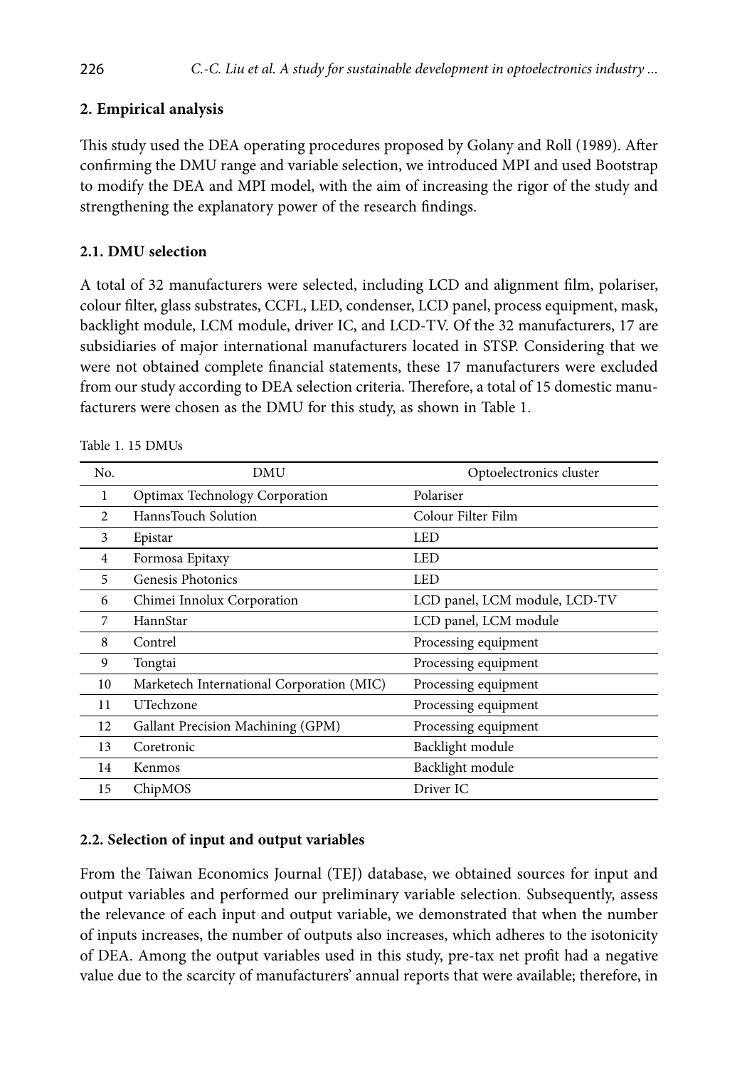## 2. Empirical analysis

This study used the DEA operating procedures proposed by Golany and Roll (1989). After confirming the DMU range and variable selection, we introduced MPI and used Bootstrap to modify the DEA and MPI model, with the aim of increasing the rigor of the study and strengthening the explanatory power of the research findings.

### 2.1. DMU selection

A total of 32 manufacturers were selected, including LCD and alignment film, polariser, colour filter, glass substrates, CCFL, LED, condenser, LCD panel, process equipment, mask, backlight module, LCM module, driver IC, and LCD-TV. Of the 32 manufacturers, 17 are subsidiaries of major international manufacturers located in STSP. Considering that we were not obtained complete financial statements, these 17 manufacturers were excluded from our study according to DEA selection criteria. Therefore, a total of 15 domestic manufacturers were chosen as the DMU for this study, as shown in Table 1.

Table 1. 15 DMUs

| No. | DMU | Optoelectronics cluster |
|---|---|---|
| 1 | Optimax Technology Corporation | Polariser |
| 2 | HannsTouch Solution | Colour Filter Film |
| 3 | Epistar | LED |
| 4 | Formosa Epitaxy | LED |
| 5 | Genesis Photonics | LED |
| 6 | Chimei Innolux Corporation | LCD panel, LCM module, LCD-TV |
| 7 | HannStar | LCD panel, LCM module |
| 8 | Contrel | Processing equipment |
| 9 | Tongtai | Processing equipment |
| 10 | Marketech International Corporation (MIC) | Processing equipment |
| 11 | UTechzone | Processing equipment |
| 12 | Gallant Precision Machining (GPM) | Processing equipment |
| 13 | Coretronic | Backlight module |
| 14 | Kenmos | Backlight module |
| 15 | ChipMOS | Driver IC |

### 2.2. Selection of input and output variables

From the Taiwan Economics Journal (TEJ) database, we obtained sources for input and output variables and performed our preliminary variable selection. Subsequently, assess the relevance of each input and output variable, we demonstrated that when the number of inputs increases, the number of outputs also increases, which adheres to the isotonicity of DEA. Among the output variables used in this study, pre-tax net profit had a negative value due to the scarcity of manufacturers' annual reports that were available; therefore, in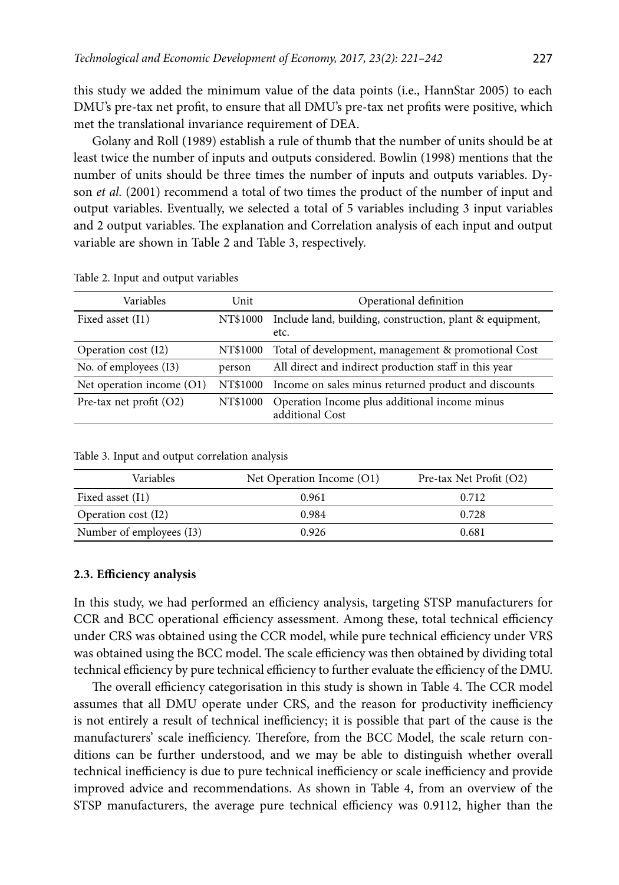this study we added the minimum value of the data points (i.e., HannStar 2005) to each DMU's pre-tax net profit, to ensure that all DMU's pre-tax net profits were positive, which met the translational invariance requirement of DEA.

Golany and Roll (1989) establish a rule of thumb that the number of units should be at least twice the number of inputs and outputs considered. Bowlin (1998) mentions that the number of units should be three times the number of inputs and outputs variables. Dyson *et al.* (2001) recommend a total of two times the product of the number of input and output variables. Eventually, we selected a total of 5 variables including 3 input variables and 2 output variables. The explanation and Correlation analysis of each input and output variable are shown in Table 2 and Table 3, respectively.

Table 2. Input and output variables

| Variables | Unit | Operational definition |
|---|---|---|
| Fixed asset (I1) | NT$1000 | Include land, building, construction, plant & equipment, etc. |
| Operation cost (I2) | NT$1000 | Total of development, management & promotional Cost |
| No. of employees (I3) | person | All direct and indirect production staff in this year |
| Net operation income (O1) | NT$1000 | Income on sales minus returned product and discounts |
| Pre-tax net profit (O2) | NT$1000 | Operation Income plus additional income minus additional Cost |

Table 3. Input and output correlation analysis

| Variables | Net Operation Income (O1) | Pre-tax Net Profit (O2) |
|---|---|---|
| Fixed asset (I1) | 0.961 | 0.712 |
| Operation cost (I2) | 0.984 | 0.728 |
| Number of employees (I3) | 0.926 | 0.681 |

### 2.3. Efficiency analysis

In this study, we had performed an efficiency analysis, targeting STSP manufacturers for CCR and BCC operational efficiency assessment. Among these, total technical efficiency under CRS was obtained using the CCR model, while pure technical efficiency under VRS was obtained using the BCC model. The scale efficiency was then obtained by dividing total technical efficiency by pure technical efficiency to further evaluate the efficiency of the DMU.

The overall efficiency categorisation in this study is shown in Table 4. The CCR model assumes that all DMU operate under CRS, and the reason for productivity inefficiency is not entirely a result of technical inefficiency; it is possible that part of the cause is the manufacturers' scale inefficiency. Therefore, from the BCC Model, the scale return conditions can be further understood, and we may be able to distinguish whether overall technical inefficiency is due to pure technical inefficiency or scale inefficiency and provide improved advice and recommendations. As shown in Table 4, from an overview of the STSP manufacturers, the average pure technical efficiency was 0.9112, higher than the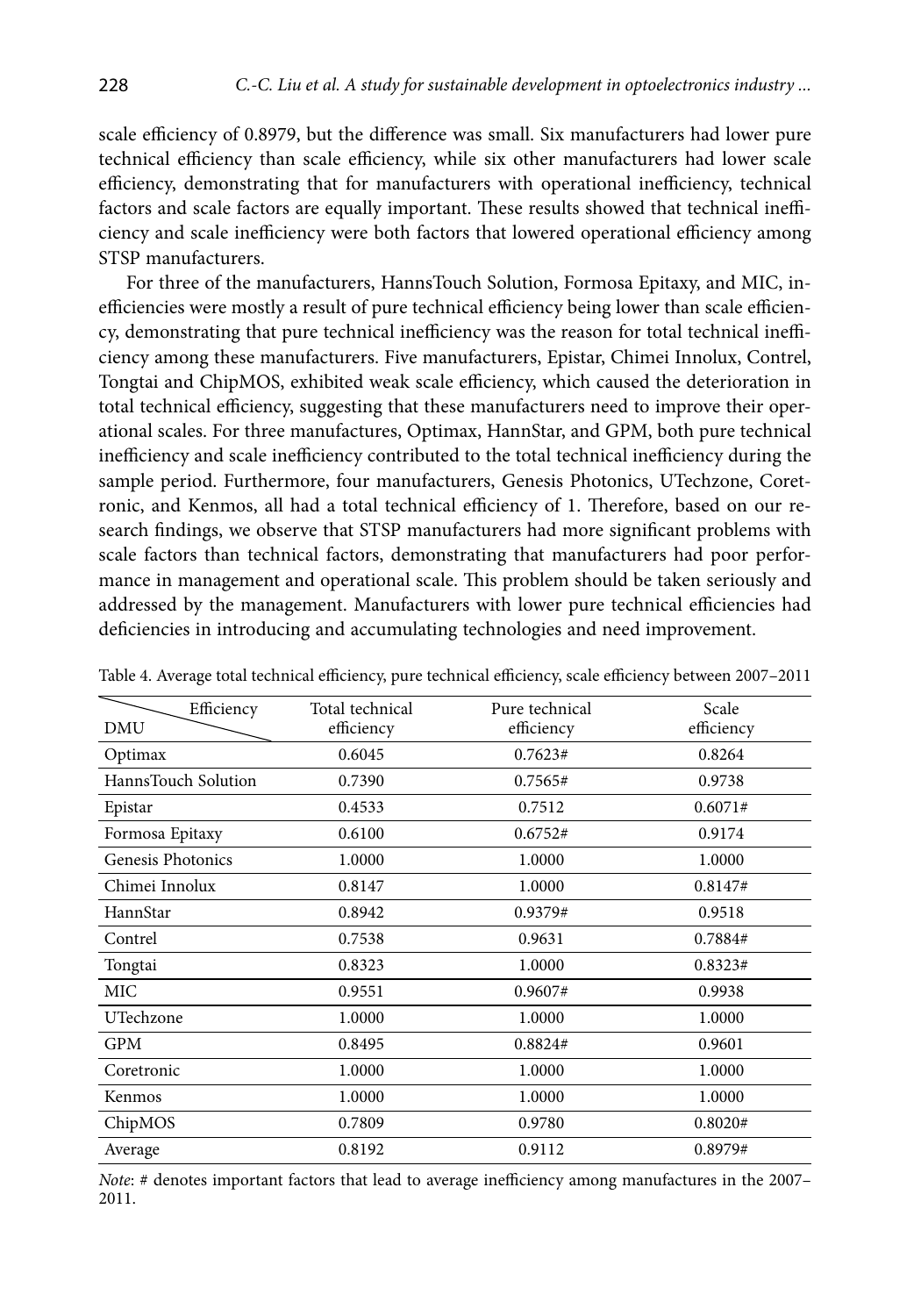scale efficiency of 0.8979, but the difference was small. Six manufacturers had lower pure technical efficiency than scale efficiency, while six other manufacturers had lower scale efficiency, demonstrating that for manufacturers with operational inefficiency, technical factors and scale factors are equally important. These results showed that technical inefficiency and scale inefficiency were both factors that lowered operational efficiency among STSP manufacturers.

For three of the manufacturers, HannsTouch Solution, Formosa Epitaxy, and MIC, inefficiencies were mostly a result of pure technical efficiency being lower than scale efficiency, demonstrating that pure technical inefficiency was the reason for total technical inefficiency among these manufacturers. Five manufacturers, Epistar, Chimei Innolux, Contrel, Tongtai and ChipMOS, exhibited weak scale efficiency, which caused the deterioration in total technical efficiency, suggesting that these manufacturers need to improve their operational scales. For three manufactures, Optimax, HannStar, and GPM, both pure technical inefficiency and scale inefficiency contributed to the total technical inefficiency during the sample period. Furthermore, four manufacturers, Genesis Photonics, UTechzone, Coretronic, and Kenmos, all had a total technical efficiency of 1. Therefore, based on our research findings, we observe that STSP manufacturers had more significant problems with scale factors than technical factors, demonstrating that manufacturers had poor performance in management and operational scale. This problem should be taken seriously and addressed by the management. Manufacturers with lower pure technical efficiencies had deficiencies in introducing and accumulating technologies and need improvement.

Table 4. Average total technical efficiency, pure technical efficiency, scale efficiency between 2007–2011

| DMU \ Efficiency | Total technical efficiency | Pure technical efficiency | Scale efficiency |
|---|---|---|---|
| Optimax | 0.6045 | 0.7623# | 0.8264 |
| HannsTouch Solution | 0.7390 | 0.7565# | 0.9738 |
| Epistar | 0.4533 | 0.7512 | 0.6071# |
| Formosa Epitaxy | 0.6100 | 0.6752# | 0.9174 |
| Genesis Photonics | 1.0000 | 1.0000 | 1.0000 |
| Chimei Innolux | 0.8147 | 1.0000 | 0.8147# |
| HannStar | 0.8942 | 0.9379# | 0.9518 |
| Contrel | 0.7538 | 0.9631 | 0.7884# |
| Tongtai | 0.8323 | 1.0000 | 0.8323# |
| MIC | 0.9551 | 0.9607# | 0.9938 |
| UTechzone | 1.0000 | 1.0000 | 1.0000 |
| GPM | 0.8495 | 0.8824# | 0.9601 |
| Coretronic | 1.0000 | 1.0000 | 1.0000 |
| Kenmos | 1.0000 | 1.0000 | 1.0000 |
| ChipMOS | 0.7809 | 0.9780 | 0.8020# |
| Average | 0.8192 | 0.9112 | 0.8979# |

*Note*: # denotes important factors that lead to average inefficiency among manufactures in the 2007–2011.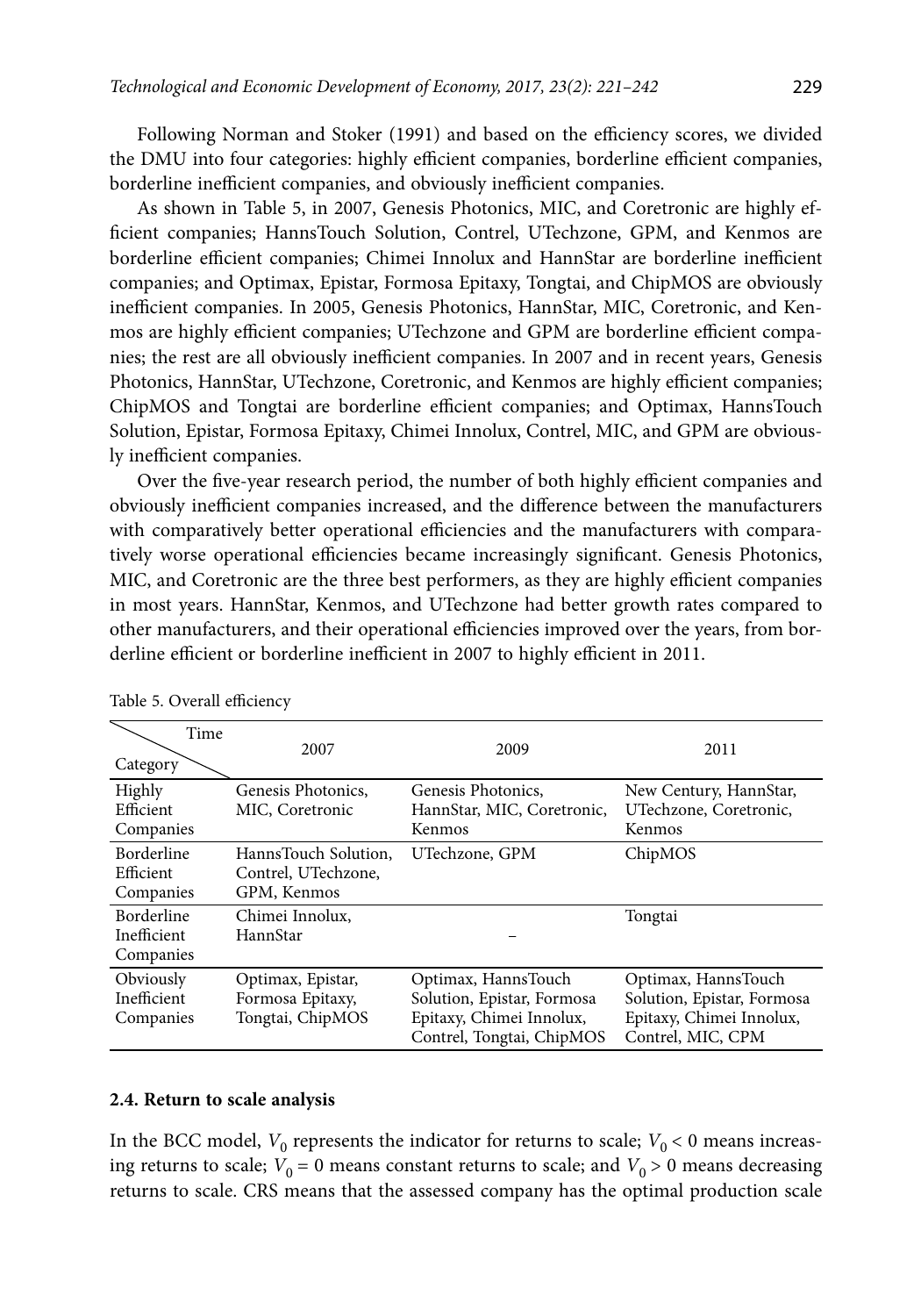Following Norman and Stoker (1991) and based on the efficiency scores, we divided the DMU into four categories: highly efficient companies, borderline efficient companies, borderline inefficient companies, and obviously inefficient companies.

As shown in Table 5, in 2007, Genesis Photonics, MIC, and Coretronic are highly efficient companies; HannsTouch Solution, Contrel, UTechzone, GPM, and Kenmos are borderline efficient companies; Chimei Innolux and HannStar are borderline inefficient companies; and Optimax, Epistar, Formosa Epitaxy, Tongtai, and ChipMOS are obviously inefficient companies. In 2005, Genesis Photonics, HannStar, MIC, Coretronic, and Kenmos are highly efficient companies; UTechzone and GPM are borderline efficient companies; the rest are all obviously inefficient companies. In 2007 and in recent years, Genesis Photonics, HannStar, UTechzone, Coretronic, and Kenmos are highly efficient companies; ChipMOS and Tongtai are borderline efficient companies; and Optimax, HannsTouch Solution, Epistar, Formosa Epitaxy, Chimei Innolux, Contrel, MIC, and GPM are obviously inefficient companies.

Over the five-year research period, the number of both highly efficient companies and obviously inefficient companies increased, and the difference between the manufacturers with comparatively better operational efficiencies and the manufacturers with comparatively worse operational efficiencies became increasingly significant. Genesis Photonics, MIC, and Coretronic are the three best performers, as they are highly efficient companies in most years. HannStar, Kenmos, and UTechzone had better growth rates compared to other manufacturers, and their operational efficiencies improved over the years, from borderline efficient or borderline inefficient in 2007 to highly efficient in 2011.

Table 5. Overall efficiency

| Category \ Time | 2007 | 2009 | 2011 |
|---|---|---|---|
| Highly Efficient Companies | Genesis Photonics, MIC, Coretronic | Genesis Photonics, HannStar, MIC, Coretronic, Kenmos | New Century, HannStar, UTechzone, Coretronic, Kenmos |
| Borderline Efficient Companies | HannsTouch Solution, Contrel, UTechzone, GPM, Kenmos | UTechzone, GPM | ChipMOS |
| Borderline Inefficient Companies | Chimei Innolux, HannStar | – | Tongtai |
| Obviously Inefficient Companies | Optimax, Epistar, Formosa Epitaxy, Tongtai, ChipMOS | Optimax, HannsTouch Solution, Epistar, Formosa Epitaxy, Chimei Innolux, Contrel, Tongtai, ChipMOS | Optimax, HannsTouch Solution, Epistar, Formosa Epitaxy, Chimei Innolux, Contrel, MIC, CPM |

### 2.4. Return to scale analysis

In the BCC model, $V_0$ represents the indicator for returns to scale; $V_0 < 0$ means increasing returns to scale; $V_0 = 0$ means constant returns to scale; and $V_0 > 0$ means decreasing returns to scale. CRS means that the assessed company has the optimal production scale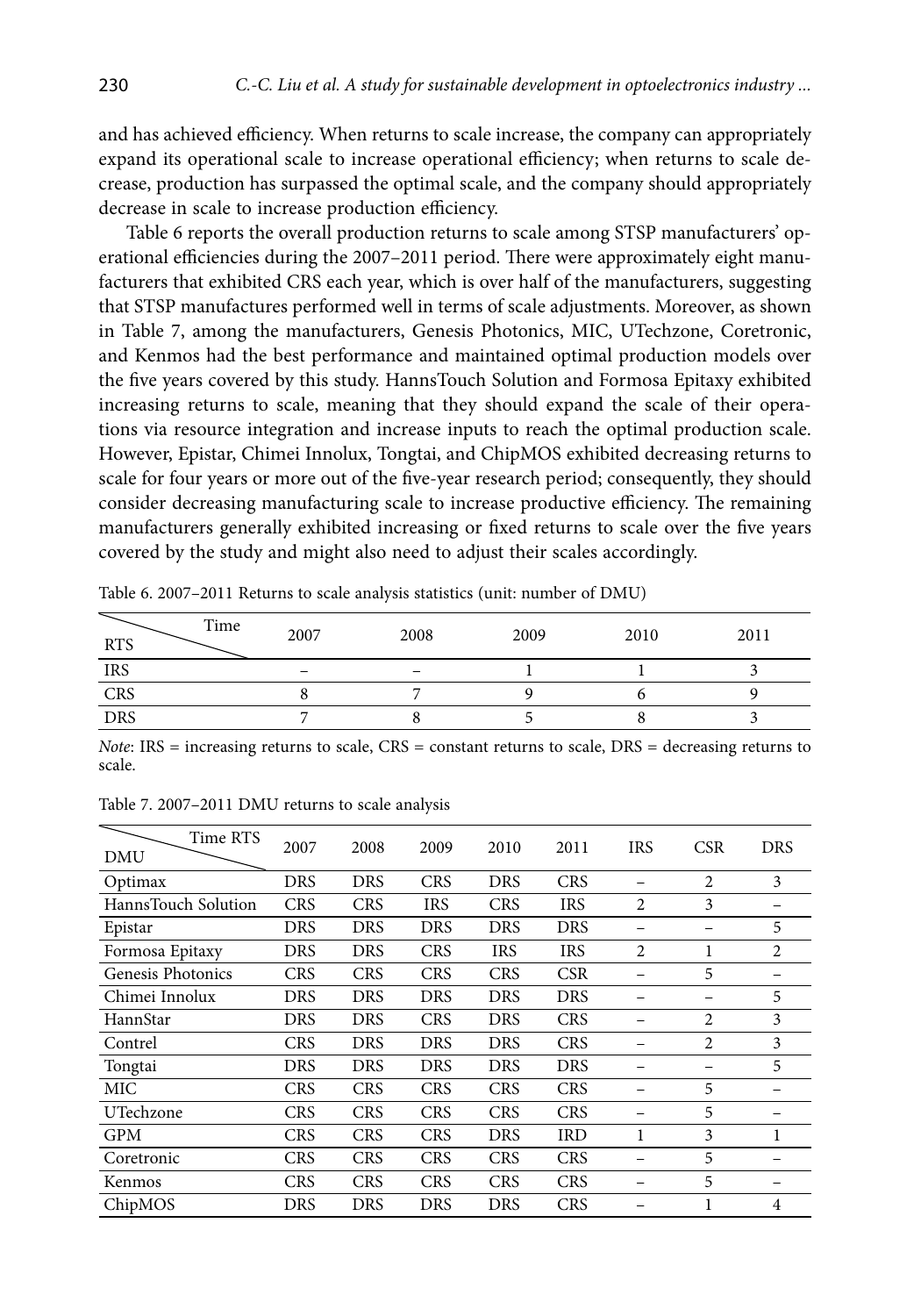and has achieved efficiency. When returns to scale increase, the company can appropriately expand its operational scale to increase operational efficiency; when returns to scale decrease, production has surpassed the optimal scale, and the company should appropriately decrease in scale to increase production efficiency.

Table 6 reports the overall production returns to scale among STSP manufacturers' operational efficiencies during the 2007–2011 period. There were approximately eight manufacturers that exhibited CRS each year, which is over half of the manufacturers, suggesting that STSP manufactures performed well in terms of scale adjustments. Moreover, as shown in Table 7, among the manufacturers, Genesis Photonics, MIC, UTechzone, Coretronic, and Kenmos had the best performance and maintained optimal production models over the five years covered by this study. HannsTouch Solution and Formosa Epitaxy exhibited increasing returns to scale, meaning that they should expand the scale of their operations via resource integration and increase inputs to reach the optimal production scale. However, Epistar, Chimei Innolux, Tongtai, and ChipMOS exhibited decreasing returns to scale for four years or more out of the five-year research period; consequently, they should consider decreasing manufacturing scale to increase productive efficiency. The remaining manufacturers generally exhibited increasing or fixed returns to scale over the five years covered by the study and might also need to adjust their scales accordingly.

Table 6. 2007–2011 Returns to scale analysis statistics (unit: number of DMU)

| RTS \ Time | 2007 | 2008 | 2009 | 2010 | 2011 |
|---|---|---|---|---|---|
| IRS | – | – | 1 | 1 | 3 |
| CRS | 8 | 7 | 9 | 6 | 9 |
| DRS | 7 | 8 | 5 | 8 | 3 |

*Note*: IRS = increasing returns to scale, CRS = constant returns to scale, DRS = decreasing returns to scale.

Table 7. 2007–2011 DMU returns to scale analysis

| DMU \ Time RTS | 2007 | 2008 | 2009 | 2010 | 2011 | IRS | CSR | DRS |
|---|---|---|---|---|---|---|---|---|
| Optimax | DRS | DRS | CRS | DRS | CRS | – | 2 | 3 |
| HannsTouch Solution | CRS | CRS | IRS | CRS | IRS | 2 | 3 | – |
| Epistar | DRS | DRS | DRS | DRS | DRS | – | – | 5 |
| Formosa Epitaxy | DRS | DRS | CRS | IRS | IRS | 2 | 1 | 2 |
| Genesis Photonics | CRS | CRS | CRS | CRS | CSR | – | 5 | – |
| Chimei Innolux | DRS | DRS | DRS | DRS | DRS | – | – | 5 |
| HannStar | DRS | DRS | CRS | DRS | CRS | – | 2 | 3 |
| Contrel | CRS | DRS | DRS | DRS | CRS | – | 2 | 3 |
| Tongtai | DRS | DRS | DRS | DRS | DRS | – | – | 5 |
| MIC | CRS | CRS | CRS | CRS | CRS | – | 5 | – |
| UTechzone | CRS | CRS | CRS | CRS | CRS | – | 5 | – |
| GPM | CRS | CRS | CRS | DRS | IRD | 1 | 3 | 1 |
| Coretronic | CRS | CRS | CRS | CRS | CRS | – | 5 | – |
| Kenmos | CRS | CRS | CRS | CRS | CRS | – | 5 | – |
| ChipMOS | DRS | DRS | DRS | DRS | CRS | – | 1 | 4 |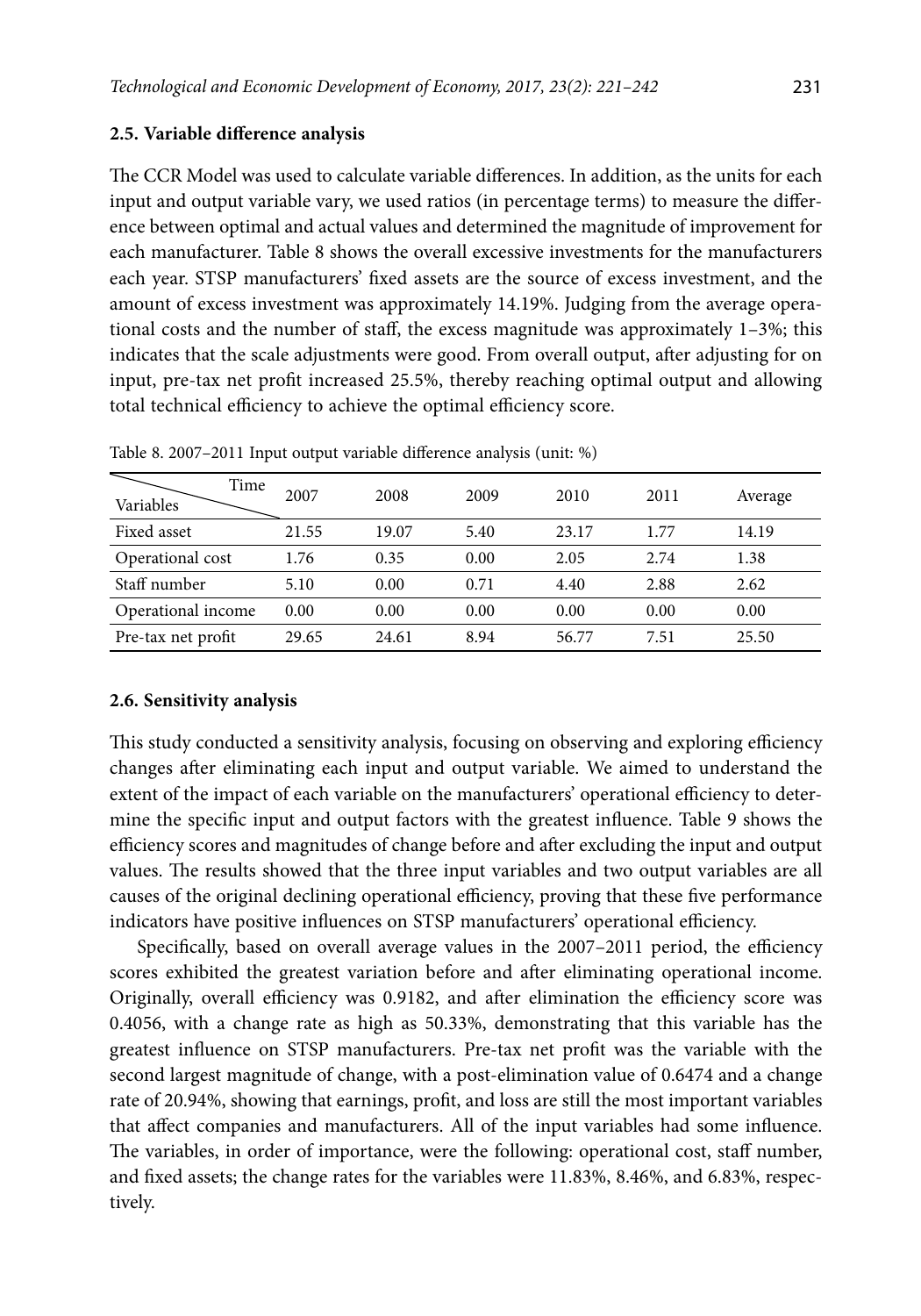### 2.5. Variable difference analysis

The CCR Model was used to calculate variable differences. In addition, as the units for each input and output variable vary, we used ratios (in percentage terms) to measure the difference between optimal and actual values and determined the magnitude of improvement for each manufacturer. Table 8 shows the overall excessive investments for the manufacturers each year. STSP manufacturers' fixed assets are the source of excess investment, and the amount of excess investment was approximately 14.19%. Judging from the average operational costs and the number of staff, the excess magnitude was approximately 1–3%; this indicates that the scale adjustments were good. From overall output, after adjusting for on input, pre-tax net profit increased 25.5%, thereby reaching optimal output and allowing total technical efficiency to achieve the optimal efficiency score.

Table 8. 2007–2011 Input output variable difference analysis (unit: %)

| Variables \ Time | 2007 | 2008 | 2009 | 2010 | 2011 | Average |
|---|---|---|---|---|---|---|
| Fixed asset | 21.55 | 19.07 | 5.40 | 23.17 | 1.77 | 14.19 |
| Operational cost | 1.76 | 0.35 | 0.00 | 2.05 | 2.74 | 1.38 |
| Staff number | 5.10 | 0.00 | 0.71 | 4.40 | 2.88 | 2.62 |
| Operational income | 0.00 | 0.00 | 0.00 | 0.00 | 0.00 | 0.00 |
| Pre-tax net profit | 29.65 | 24.61 | 8.94 | 56.77 | 7.51 | 25.50 |

### 2.6. Sensitivity analysis

This study conducted a sensitivity analysis, focusing on observing and exploring efficiency changes after eliminating each input and output variable. We aimed to understand the extent of the impact of each variable on the manufacturers' operational efficiency to determine the specific input and output factors with the greatest influence. Table 9 shows the efficiency scores and magnitudes of change before and after excluding the input and output values. The results showed that the three input variables and two output variables are all causes of the original declining operational efficiency, proving that these five performance indicators have positive influences on STSP manufacturers' operational efficiency.

Specifically, based on overall average values in the 2007–2011 period, the efficiency scores exhibited the greatest variation before and after eliminating operational income. Originally, overall efficiency was 0.9182, and after elimination the efficiency score was 0.4056, with a change rate as high as 50.33%, demonstrating that this variable has the greatest influence on STSP manufacturers. Pre-tax net profit was the variable with the second largest magnitude of change, with a post-elimination value of 0.6474 and a change rate of 20.94%, showing that earnings, profit, and loss are still the most important variables that affect companies and manufacturers. All of the input variables had some influence. The variables, in order of importance, were the following: operational cost, staff number, and fixed assets; the change rates for the variables were 11.83%, 8.46%, and 6.83%, respectively.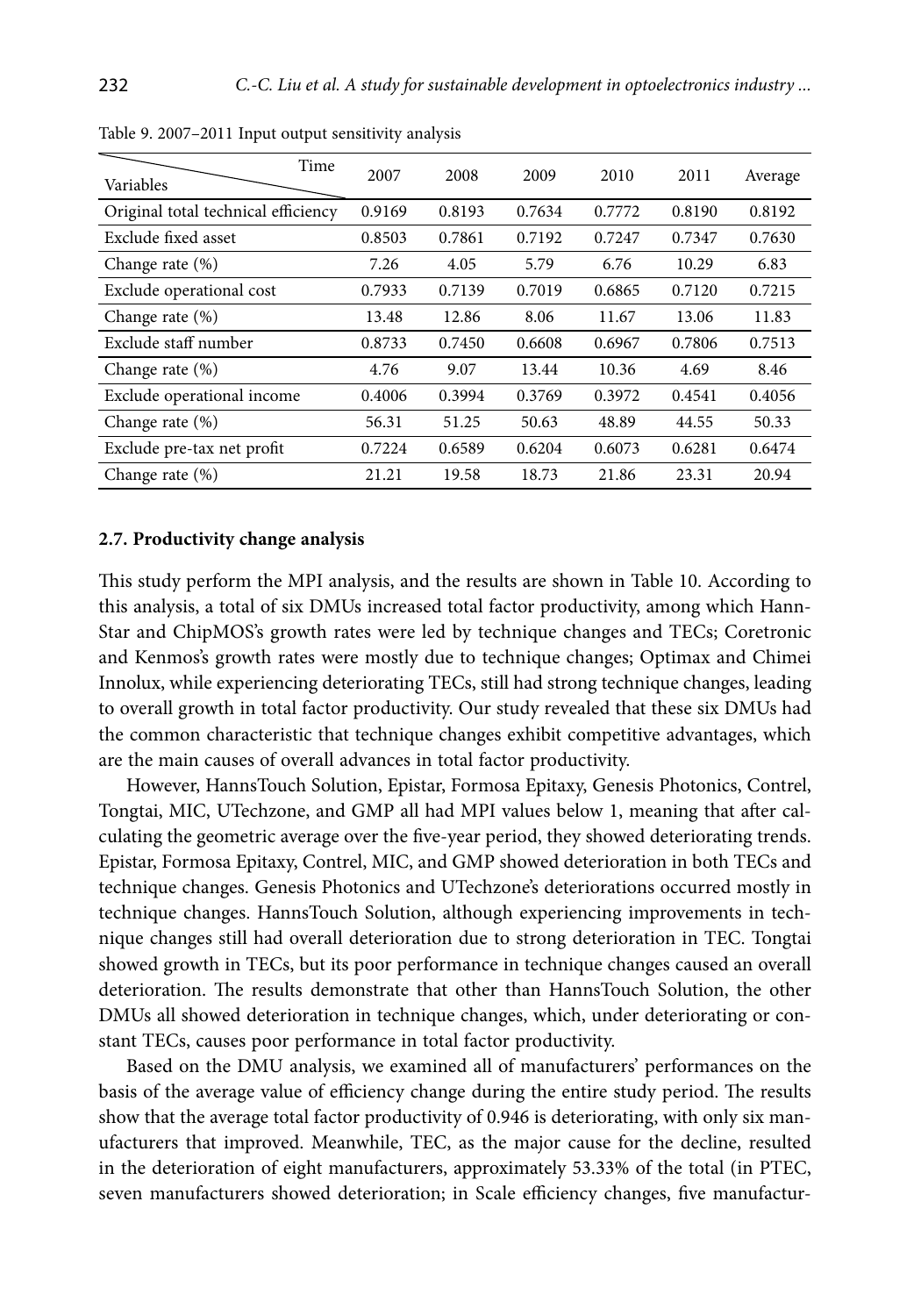Table 9. 2007–2011 Input output sensitivity analysis

| Variables \ Time | 2007 | 2008 | 2009 | 2010 | 2011 | Average |
|---|---|---|---|---|---|---|
| Original total technical efficiency | 0.9169 | 0.8193 | 0.7634 | 0.7772 | 0.8190 | 0.8192 |
| Exclude fixed asset | 0.8503 | 0.7861 | 0.7192 | 0.7247 | 0.7347 | 0.7630 |
| Change rate (%) | 7.26 | 4.05 | 5.79 | 6.76 | 10.29 | 6.83 |
| Exclude operational cost | 0.7933 | 0.7139 | 0.7019 | 0.6865 | 0.7120 | 0.7215 |
| Change rate (%) | 13.48 | 12.86 | 8.06 | 11.67 | 13.06 | 11.83 |
| Exclude staff number | 0.8733 | 0.7450 | 0.6608 | 0.6967 | 0.7806 | 0.7513 |
| Change rate (%) | 4.76 | 9.07 | 13.44 | 10.36 | 4.69 | 8.46 |
| Exclude operational income | 0.4006 | 0.3994 | 0.3769 | 0.3972 | 0.4541 | 0.4056 |
| Change rate (%) | 56.31 | 51.25 | 50.63 | 48.89 | 44.55 | 50.33 |
| Exclude pre-tax net profit | 0.7224 | 0.6589 | 0.6204 | 0.6073 | 0.6281 | 0.6474 |
| Change rate (%) | 21.21 | 19.58 | 18.73 | 21.86 | 23.31 | 20.94 |

### 2.7. Productivity change analysis

This study perform the MPI analysis, and the results are shown in Table 10. According to this analysis, a total of six DMUs increased total factor productivity, among which HannStar and ChipMOS's growth rates were led by technique changes and TECs; Coretronic and Kenmos's growth rates were mostly due to technique changes; Optimax and Chimei Innolux, while experiencing deteriorating TECs, still had strong technique changes, leading to overall growth in total factor productivity. Our study revealed that these six DMUs had the common characteristic that technique changes exhibit competitive advantages, which are the main causes of overall advances in total factor productivity.

However, HannsTouch Solution, Epistar, Formosa Epitaxy, Genesis Photonics, Contrel, Tongtai, MIC, UTechzone, and GMP all had MPI values below 1, meaning that after calculating the geometric average over the five-year period, they showed deteriorating trends. Epistar, Formosa Epitaxy, Contrel, MIC, and GMP showed deterioration in both TECs and technique changes. Genesis Photonics and UTechzone's deteriorations occurred mostly in technique changes. HannsTouch Solution, although experiencing improvements in technique changes still had overall deterioration due to strong deterioration in TEC. Tongtai showed growth in TECs, but its poor performance in technique changes caused an overall deterioration. The results demonstrate that other than HannsTouch Solution, the other DMUs all showed deterioration in technique changes, which, under deteriorating or constant TECs, causes poor performance in total factor productivity.

Based on the DMU analysis, we examined all of manufacturers' performances on the basis of the average value of efficiency change during the entire study period. The results show that the average total factor productivity of 0.946 is deteriorating, with only six manufacturers that improved. Meanwhile, TEC, as the major cause for the decline, resulted in the deterioration of eight manufacturers, approximately 53.33% of the total (in PTEC, seven manufacturers showed deterioration; in Scale efficiency changes, five manufactur-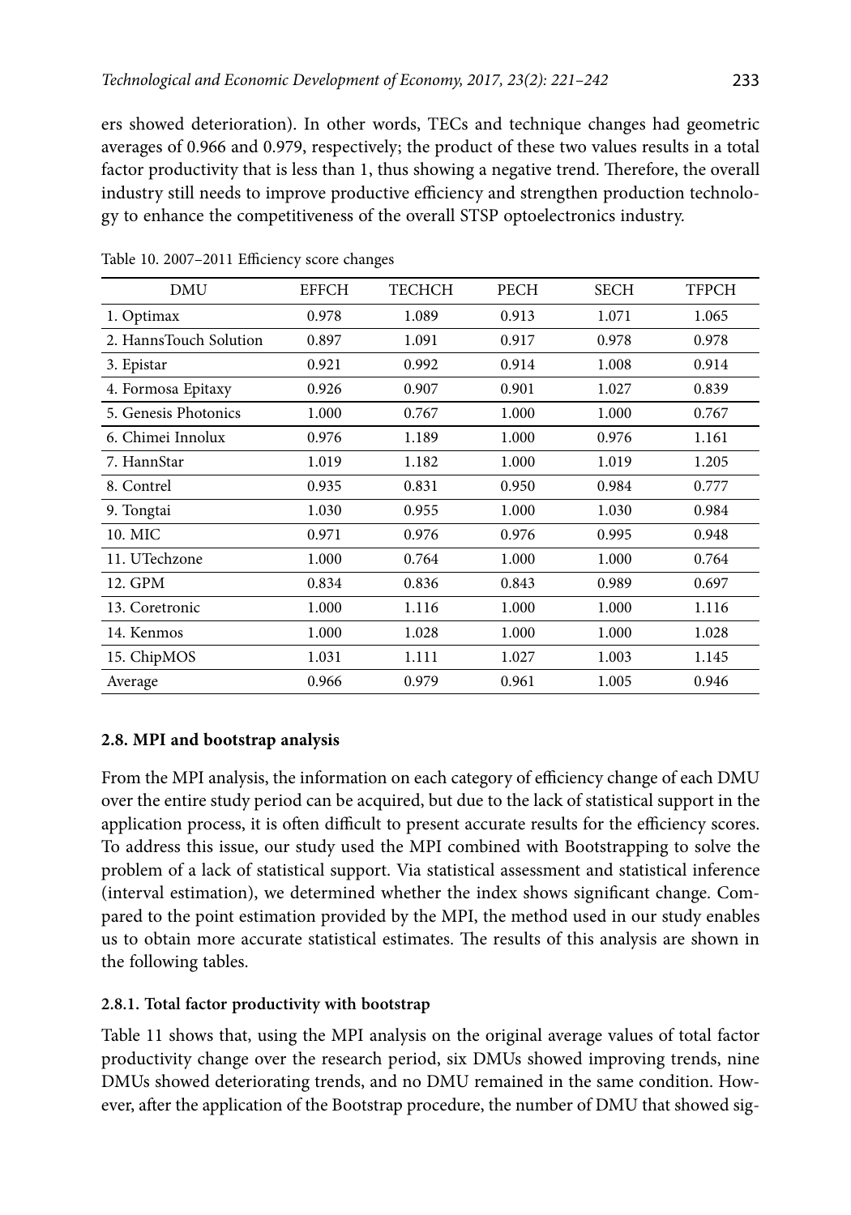ers showed deterioration). In other words, TECs and technique changes had geometric averages of 0.966 and 0.979, respectively; the product of these two values results in a total factor productivity that is less than 1, thus showing a negative trend. Therefore, the overall industry still needs to improve productive efficiency and strengthen production technology to enhance the competitiveness of the overall STSP optoelectronics industry.

Table 10. 2007–2011 Efficiency score changes

| DMU | EFFCH | TECHCH | PECH | SECH | TFPCH |
|---|---|---|---|---|---|
| 1. Optimax | 0.978 | 1.089 | 0.913 | 1.071 | 1.065 |
| 2. HannsTouch Solution | 0.897 | 1.091 | 0.917 | 0.978 | 0.978 |
| 3. Epistar | 0.921 | 0.992 | 0.914 | 1.008 | 0.914 |
| 4. Formosa Epitaxy | 0.926 | 0.907 | 0.901 | 1.027 | 0.839 |
| 5. Genesis Photonics | 1.000 | 0.767 | 1.000 | 1.000 | 0.767 |
| 6. Chimei Innolux | 0.976 | 1.189 | 1.000 | 0.976 | 1.161 |
| 7. HannStar | 1.019 | 1.182 | 1.000 | 1.019 | 1.205 |
| 8. Contrel | 0.935 | 0.831 | 0.950 | 0.984 | 0.777 |
| 9. Tongtai | 1.030 | 0.955 | 1.000 | 1.030 | 0.984 |
| 10. MIC | 0.971 | 0.976 | 0.976 | 0.995 | 0.948 |
| 11. UTechzone | 1.000 | 0.764 | 1.000 | 1.000 | 0.764 |
| 12. GPM | 0.834 | 0.836 | 0.843 | 0.989 | 0.697 |
| 13. Coretronic | 1.000 | 1.116 | 1.000 | 1.000 | 1.116 |
| 14. Kenmos | 1.000 | 1.028 | 1.000 | 1.000 | 1.028 |
| 15. ChipMOS | 1.031 | 1.111 | 1.027 | 1.003 | 1.145 |
| Average | 0.966 | 0.979 | 0.961 | 1.005 | 0.946 |

### 2.8. MPI and bootstrap analysis

From the MPI analysis, the information on each category of efficiency change of each DMU over the entire study period can be acquired, but due to the lack of statistical support in the application process, it is often difficult to present accurate results for the efficiency scores. To address this issue, our study used the MPI combined with Bootstrapping to solve the problem of a lack of statistical support. Via statistical assessment and statistical inference (interval estimation), we determined whether the index shows significant change. Compared to the point estimation provided by the MPI, the method used in our study enables us to obtain more accurate statistical estimates. The results of this analysis are shown in the following tables.

#### 2.8.1. Total factor productivity with bootstrap

Table 11 shows that, using the MPI analysis on the original average values of total factor productivity change over the research period, six DMUs showed improving trends, nine DMUs showed deteriorating trends, and no DMU remained in the same condition. However, after the application of the Bootstrap procedure, the number of DMU that showed sig-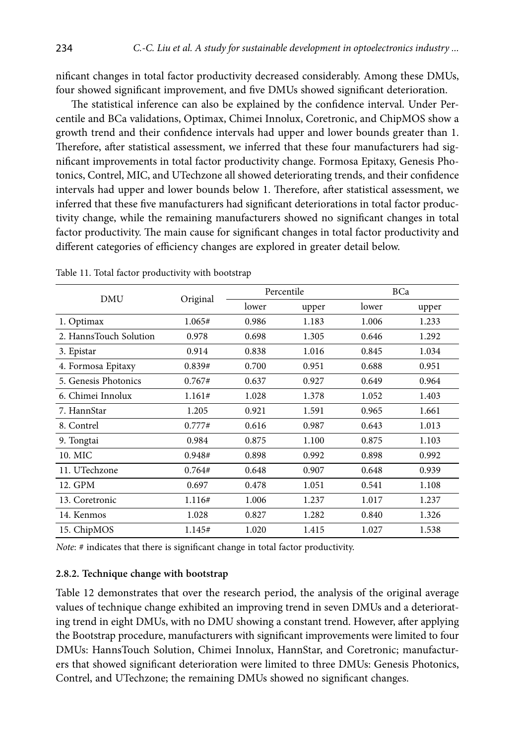nificant changes in total factor productivity decreased considerably. Among these DMUs, four showed significant improvement, and five DMUs showed significant deterioration.

The statistical inference can also be explained by the confidence interval. Under Percentile and BCa validations, Optimax, Chimei Innolux, Coretronic, and ChipMOS show a growth trend and their confidence intervals had upper and lower bounds greater than 1. Therefore, after statistical assessment, we inferred that these four manufacturers had significant improvements in total factor productivity change. Formosa Epitaxy, Genesis Photonics, Contrel, MIC, and UTechzone all showed deteriorating trends, and their confidence intervals had upper and lower bounds below 1. Therefore, after statistical assessment, we inferred that these five manufacturers had significant deteriorations in total factor productivity change, while the remaining manufacturers showed no significant changes in total factor productivity. The main cause for significant changes in total factor productivity and different categories of efficiency changes are explored in greater detail below.

Table 11. Total factor productivity with bootstrap

| DMU | Original | Percentile | | BCa | |
|---|---|---|---|---|---|
| | | lower | upper | lower | upper |
| 1. Optimax | 1.065# | 0.986 | 1.183 | 1.006 | 1.233 |
| 2. HannsTouch Solution | 0.978 | 0.698 | 1.305 | 0.646 | 1.292 |
| 3. Epistar | 0.914 | 0.838 | 1.016 | 0.845 | 1.034 |
| 4. Formosa Epitaxy | 0.839# | 0.700 | 0.951 | 0.688 | 0.951 |
| 5. Genesis Photonics | 0.767# | 0.637 | 0.927 | 0.649 | 0.964 |
| 6. Chimei Innolux | 1.161# | 1.028 | 1.378 | 1.052 | 1.403 |
| 7. HannStar | 1.205 | 0.921 | 1.591 | 0.965 | 1.661 |
| 8. Contrel | 0.777# | 0.616 | 0.987 | 0.643 | 1.013 |
| 9. Tongtai | 0.984 | 0.875 | 1.100 | 0.875 | 1.103 |
| 10. MIC | 0.948# | 0.898 | 0.992 | 0.898 | 0.992 |
| 11. UTechzone | 0.764# | 0.648 | 0.907 | 0.648 | 0.939 |
| 12. GPM | 0.697 | 0.478 | 1.051 | 0.541 | 1.108 |
| 13. Coretronic | 1.116# | 1.006 | 1.237 | 1.017 | 1.237 |
| 14. Kenmos | 1.028 | 0.827 | 1.282 | 0.840 | 1.326 |
| 15. ChipMOS | 1.145# | 1.020 | 1.415 | 1.027 | 1.538 |

*Note*: # indicates that there is significant change in total factor productivity.

#### 2.8.2. Technique change with bootstrap

Table 12 demonstrates that over the research period, the analysis of the original average values of technique change exhibited an improving trend in seven DMUs and a deteriorating trend in eight DMUs, with no DMU showing a constant trend. However, after applying the Bootstrap procedure, manufacturers with significant improvements were limited to four DMUs: HannsTouch Solution, Chimei Innolux, HannStar, and Coretronic; manufacturers that showed significant deterioration were limited to three DMUs: Genesis Photonics, Contrel, and UTechzone; the remaining DMUs showed no significant changes.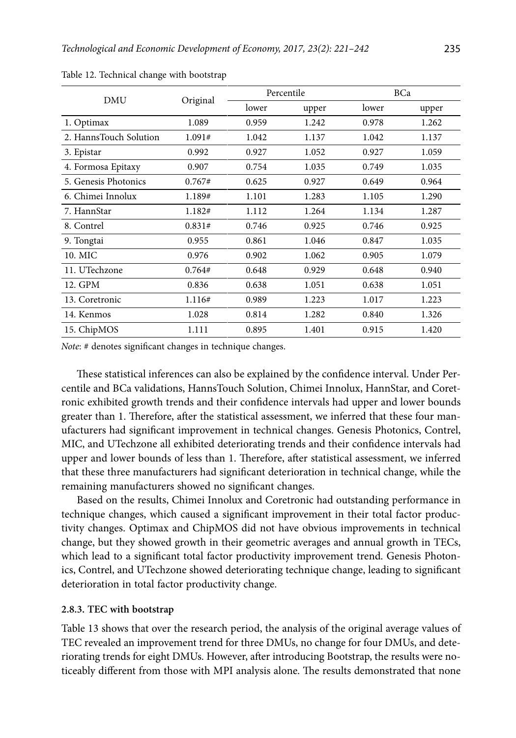Table 12. Technical change with bootstrap

| DMU | Original | Percentile | | BCa | |
|---|---|---|---|---|---|
| | | lower | upper | lower | upper |
| 1. Optimax | 1.089 | 0.959 | 1.242 | 0.978 | 1.262 |
| 2. HannsTouch Solution | 1.091# | 1.042 | 1.137 | 1.042 | 1.137 |
| 3. Epistar | 0.992 | 0.927 | 1.052 | 0.927 | 1.059 |
| 4. Formosa Epitaxy | 0.907 | 0.754 | 1.035 | 0.749 | 1.035 |
| 5. Genesis Photonics | 0.767# | 0.625 | 0.927 | 0.649 | 0.964 |
| 6. Chimei Innolux | 1.189# | 1.101 | 1.283 | 1.105 | 1.290 |
| 7. HannStar | 1.182# | 1.112 | 1.264 | 1.134 | 1.287 |
| 8. Contrel | 0.831# | 0.746 | 0.925 | 0.746 | 0.925 |
| 9. Tongtai | 0.955 | 0.861 | 1.046 | 0.847 | 1.035 |
| 10. MIC | 0.976 | 0.902 | 1.062 | 0.905 | 1.079 |
| 11. UTechzone | 0.764# | 0.648 | 0.929 | 0.648 | 0.940 |
| 12. GPM | 0.836 | 0.638 | 1.051 | 0.638 | 1.051 |
| 13. Coretronic | 1.116# | 0.989 | 1.223 | 1.017 | 1.223 |
| 14. Kenmos | 1.028 | 0.814 | 1.282 | 0.840 | 1.326 |
| 15. ChipMOS | 1.111 | 0.895 | 1.401 | 0.915 | 1.420 |

*Note*: # denotes significant changes in technique changes.

These statistical inferences can also be explained by the confidence interval. Under Percentile and BCa validations, HannsTouch Solution, Chimei Innolux, HannStar, and Coretronic exhibited growth trends and their confidence intervals had upper and lower bounds greater than 1. Therefore, after the statistical assessment, we inferred that these four manufacturers had significant improvement in technical changes. Genesis Photonics, Contrel, MIC, and UTechzone all exhibited deteriorating trends and their confidence intervals had upper and lower bounds of less than 1. Therefore, after statistical assessment, we inferred that these three manufacturers had significant deterioration in technical change, while the remaining manufacturers showed no significant changes.

Based on the results, Chimei Innolux and Coretronic had outstanding performance in technique changes, which caused a significant improvement in their total factor productivity changes. Optimax and ChipMOS did not have obvious improvements in technical change, but they showed growth in their geometric averages and annual growth in TECs, which lead to a significant total factor productivity improvement trend. Genesis Photonics, Contrel, and UTechzone showed deteriorating technique change, leading to significant deterioration in total factor productivity change.

#### 2.8.3. TEC with bootstrap

Table 13 shows that over the research period, the analysis of the original average values of TEC revealed an improvement trend for three DMUs, no change for four DMUs, and deteriorating trends for eight DMUs. However, after introducing Bootstrap, the results were noticeably different from those with MPI analysis alone. The results demonstrated that none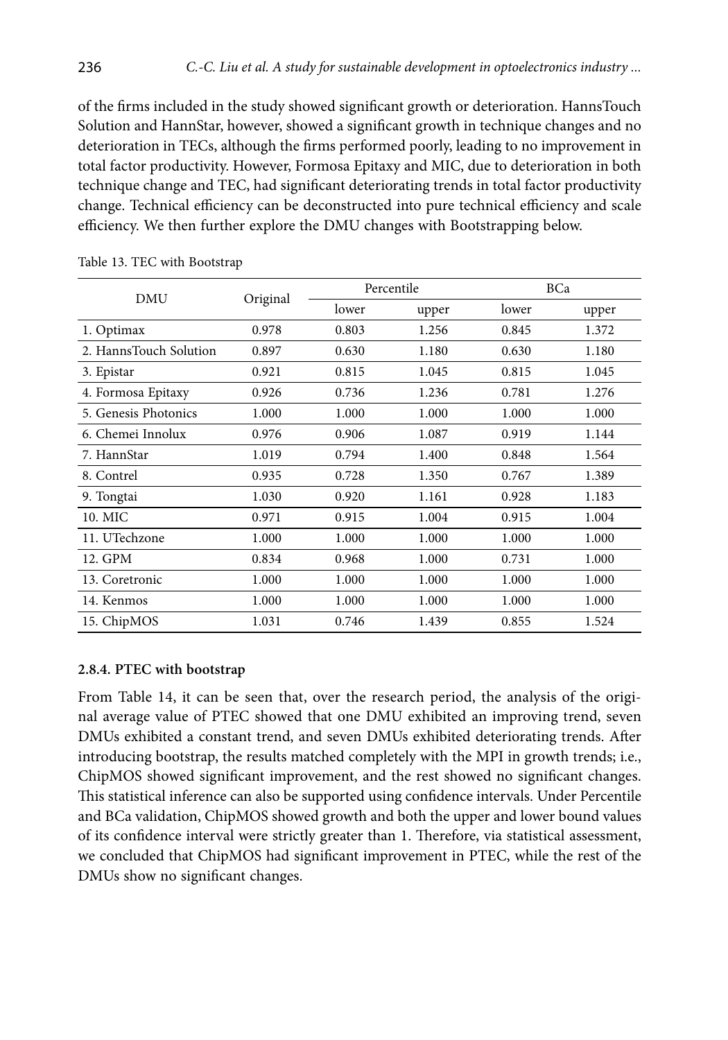of the firms included in the study showed significant growth or deterioration. HannsTouch Solution and HannStar, however, showed a significant growth in technique changes and no deterioration in TECs, although the firms performed poorly, leading to no improvement in total factor productivity. However, Formosa Epitaxy and MIC, due to deterioration in both technique change and TEC, had significant deteriorating trends in total factor productivity change. Technical efficiency can be deconstructed into pure technical efficiency and scale efficiency. We then further explore the DMU changes with Bootstrapping below.

Table 13. TEC with Bootstrap

| DMU | Original | Percentile | | BCa | |
|---|---|---|---|---|---|
| | | lower | upper | lower | upper |
| 1. Optimax | 0.978 | 0.803 | 1.256 | 0.845 | 1.372 |
| 2. HannsTouch Solution | 0.897 | 0.630 | 1.180 | 0.630 | 1.180 |
| 3. Epistar | 0.921 | 0.815 | 1.045 | 0.815 | 1.045 |
| 4. Formosa Epitaxy | 0.926 | 0.736 | 1.236 | 0.781 | 1.276 |
| 5. Genesis Photonics | 1.000 | 1.000 | 1.000 | 1.000 | 1.000 |
| 6. Chemei Innolux | 0.976 | 0.906 | 1.087 | 0.919 | 1.144 |
| 7. HannStar | 1.019 | 0.794 | 1.400 | 0.848 | 1.564 |
| 8. Contrel | 0.935 | 0.728 | 1.350 | 0.767 | 1.389 |
| 9. Tongtai | 1.030 | 0.920 | 1.161 | 0.928 | 1.183 |
| 10. MIC | 0.971 | 0.915 | 1.004 | 0.915 | 1.004 |
| 11. UTechzone | 1.000 | 1.000 | 1.000 | 1.000 | 1.000 |
| 12. GPM | 0.834 | 0.968 | 1.000 | 0.731 | 1.000 |
| 13. Coretronic | 1.000 | 1.000 | 1.000 | 1.000 | 1.000 |
| 14. Kenmos | 1.000 | 1.000 | 1.000 | 1.000 | 1.000 |
| 15. ChipMOS | 1.031 | 0.746 | 1.439 | 0.855 | 1.524 |

#### 2.8.4. PTEC with bootstrap

From Table 14, it can be seen that, over the research period, the analysis of the original average value of PTEC showed that one DMU exhibited an improving trend, seven DMUs exhibited a constant trend, and seven DMUs exhibited deteriorating trends. After introducing bootstrap, the results matched completely with the MPI in growth trends; i.e., ChipMOS showed significant improvement, and the rest showed no significant changes. This statistical inference can also be supported using confidence intervals. Under Percentile and BCa validation, ChipMOS showed growth and both the upper and lower bound values of its confidence interval were strictly greater than 1. Therefore, via statistical assessment, we concluded that ChipMOS had significant improvement in PTEC, while the rest of the DMUs show no significant changes.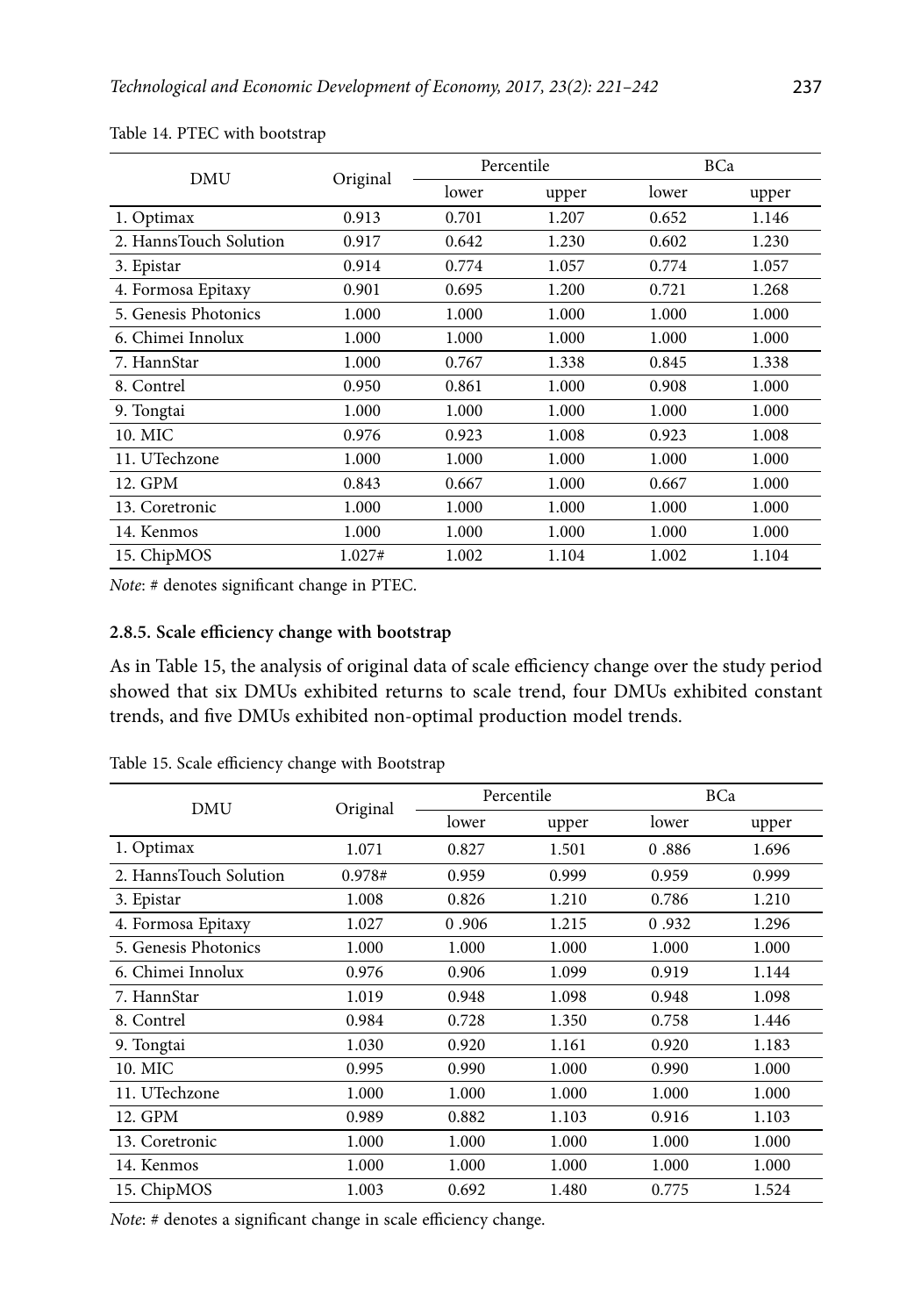Table 14. PTEC with bootstrap

| DMU | Original | Percentile | | BCa | |
|---|---|---|---|---|---|
| | | lower | upper | lower | upper |
| 1. Optimax | 0.913 | 0.701 | 1.207 | 0.652 | 1.146 |
| 2. HannsTouch Solution | 0.917 | 0.642 | 1.230 | 0.602 | 1.230 |
| 3. Epistar | 0.914 | 0.774 | 1.057 | 0.774 | 1.057 |
| 4. Formosa Epitaxy | 0.901 | 0.695 | 1.200 | 0.721 | 1.268 |
| 5. Genesis Photonics | 1.000 | 1.000 | 1.000 | 1.000 | 1.000 |
| 6. Chimei Innolux | 1.000 | 1.000 | 1.000 | 1.000 | 1.000 |
| 7. HannStar | 1.000 | 0.767 | 1.338 | 0.845 | 1.338 |
| 8. Contrel | 0.950 | 0.861 | 1.000 | 0.908 | 1.000 |
| 9. Tongtai | 1.000 | 1.000 | 1.000 | 1.000 | 1.000 |
| 10. MIC | 0.976 | 0.923 | 1.008 | 0.923 | 1.008 |
| 11. UTechzone | 1.000 | 1.000 | 1.000 | 1.000 | 1.000 |
| 12. GPM | 0.843 | 0.667 | 1.000 | 0.667 | 1.000 |
| 13. Coretronic | 1.000 | 1.000 | 1.000 | 1.000 | 1.000 |
| 14. Kenmos | 1.000 | 1.000 | 1.000 | 1.000 | 1.000 |
| 15. ChipMOS | 1.027# | 1.002 | 1.104 | 1.002 | 1.104 |

*Note*: # denotes significant change in PTEC.

#### 2.8.5. Scale efficiency change with bootstrap

As in Table 15, the analysis of original data of scale efficiency change over the study period showed that six DMUs exhibited returns to scale trend, four DMUs exhibited constant trends, and five DMUs exhibited non-optimal production model trends.

Table 15. Scale efficiency change with Bootstrap

| DMU | Original | Percentile | | BCa | |
|---|---|---|---|---|---|
| | | lower | upper | lower | upper |
| 1. Optimax | 1.071 | 0.827 | 1.501 | 0 .886 | 1.696 |
| 2. HannsTouch Solution | 0.978# | 0.959 | 0.999 | 0.959 | 0.999 |
| 3. Epistar | 1.008 | 0.826 | 1.210 | 0.786 | 1.210 |
| 4. Formosa Epitaxy | 1.027 | 0 .906 | 1.215 | 0 .932 | 1.296 |
| 5. Genesis Photonics | 1.000 | 1.000 | 1.000 | 1.000 | 1.000 |
| 6. Chimei Innolux | 0.976 | 0.906 | 1.099 | 0.919 | 1.144 |
| 7. HannStar | 1.019 | 0.948 | 1.098 | 0.948 | 1.098 |
| 8. Contrel | 0.984 | 0.728 | 1.350 | 0.758 | 1.446 |
| 9. Tongtai | 1.030 | 0.920 | 1.161 | 0.920 | 1.183 |
| 10. MIC | 0.995 | 0.990 | 1.000 | 0.990 | 1.000 |
| 11. UTechzone | 1.000 | 1.000 | 1.000 | 1.000 | 1.000 |
| 12. GPM | 0.989 | 0.882 | 1.103 | 0.916 | 1.103 |
| 13. Coretronic | 1.000 | 1.000 | 1.000 | 1.000 | 1.000 |
| 14. Kenmos | 1.000 | 1.000 | 1.000 | 1.000 | 1.000 |
| 15. ChipMOS | 1.003 | 0.692 | 1.480 | 0.775 | 1.524 |

*Note*: # denotes a significant change in scale efficiency change.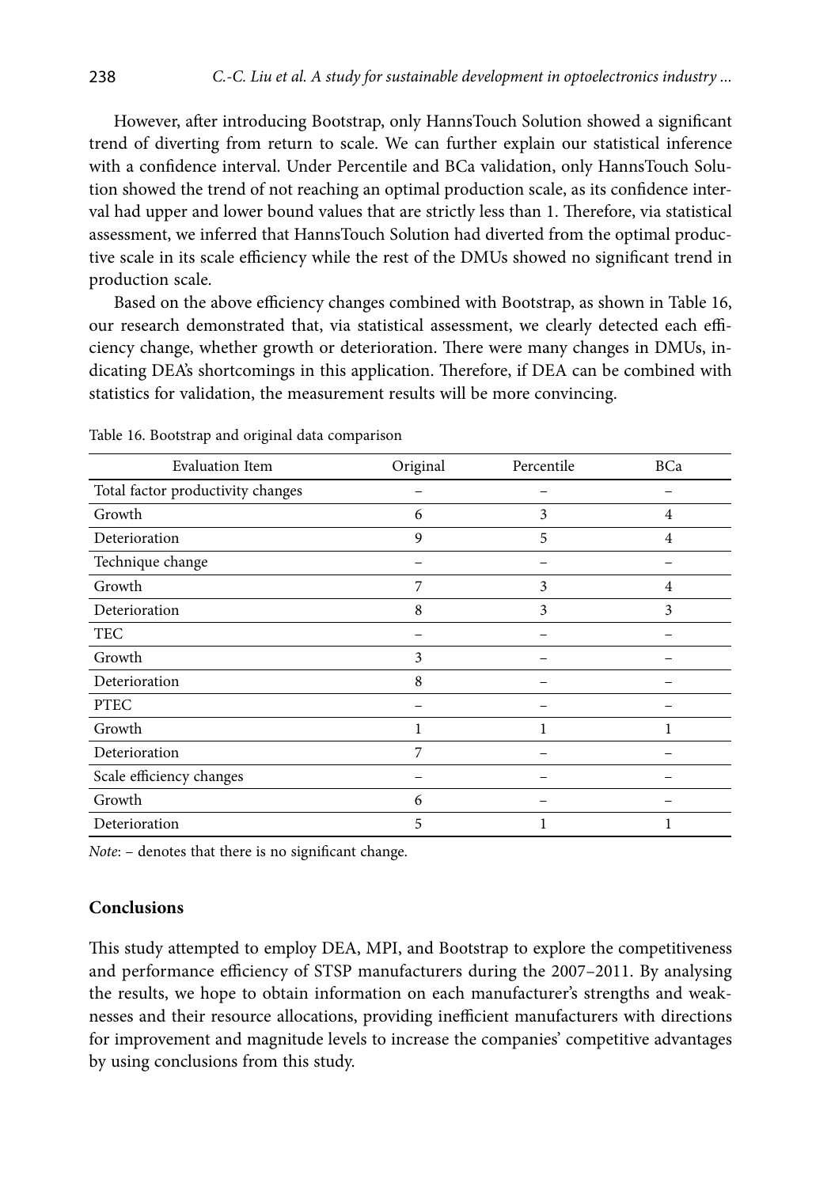However, after introducing Bootstrap, only HannsTouch Solution showed a significant trend of diverting from return to scale. We can further explain our statistical inference with a confidence interval. Under Percentile and BCa validation, only HannsTouch Solution showed the trend of not reaching an optimal production scale, as its confidence interval had upper and lower bound values that are strictly less than 1. Therefore, via statistical assessment, we inferred that HannsTouch Solution had diverted from the optimal productive scale in its scale efficiency while the rest of the DMUs showed no significant trend in production scale.

Based on the above efficiency changes combined with Bootstrap, as shown in Table 16, our research demonstrated that, via statistical assessment, we clearly detected each efficiency change, whether growth or deterioration. There were many changes in DMUs, indicating DEA's shortcomings in this application. Therefore, if DEA can be combined with statistics for validation, the measurement results will be more convincing.

Table 16. Bootstrap and original data comparison

| Evaluation Item | Original | Percentile | BCa |
|---|---|---|---|
| Total factor productivity changes | – | – | – |
| Growth | 6 | 3 | 4 |
| Deterioration | 9 | 5 | 4 |
| Technique change | – | – | – |
| Growth | 7 | 3 | 4 |
| Deterioration | 8 | 3 | 3 |
| TEC | – | – | – |
| Growth | 3 | – | – |
| Deterioration | 8 | – | – |
| PTEC | – | – | – |
| Growth | 1 | 1 | 1 |
| Deterioration | 7 | – | – |
| Scale efficiency changes | – | – | – |
| Growth | 6 | – | – |
| Deterioration | 5 | 1 | 1 |

*Note*: – denotes that there is no significant change.

## Conclusions

This study attempted to employ DEA, MPI, and Bootstrap to explore the competitiveness and performance efficiency of STSP manufacturers during the 2007–2011. By analysing the results, we hope to obtain information on each manufacturer's strengths and weaknesses and their resource allocations, providing inefficient manufacturers with directions for improvement and magnitude levels to increase the companies' competitive advantages by using conclusions from this study.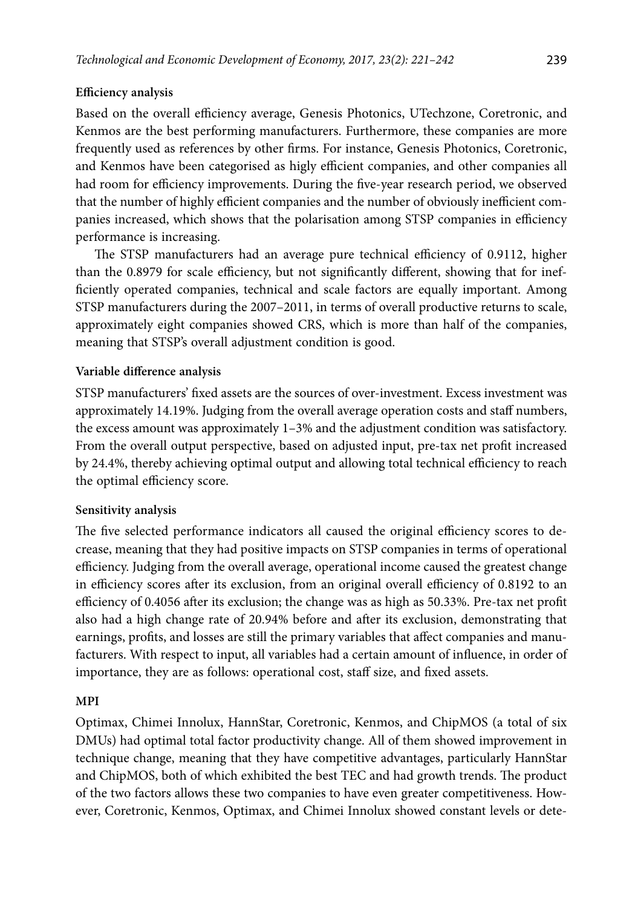**Efficiency analysis**

Based on the overall efficiency average, Genesis Photonics, UTechzone, Coretronic, and Kenmos are the best performing manufacturers. Furthermore, these companies are more frequently used as references by other firms. For instance, Genesis Photonics, Coretronic, and Kenmos have been categorised as higly efficient companies, and other companies all had room for efficiency improvements. During the five-year research period, we observed that the number of highly efficient companies and the number of obviously inefficient companies increased, which shows that the polarisation among STSP companies in efficiency performance is increasing.

The STSP manufacturers had an average pure technical efficiency of 0.9112, higher than the 0.8979 for scale efficiency, but not significantly different, showing that for inefficiently operated companies, technical and scale factors are equally important. Among STSP manufacturers during the 2007–2011, in terms of overall productive returns to scale, approximately eight companies showed CRS, which is more than half of the companies, meaning that STSP's overall adjustment condition is good.

**Variable difference analysis**

STSP manufacturers' fixed assets are the sources of over-investment. Excess investment was approximately 14.19%. Judging from the overall average operation costs and staff numbers, the excess amount was approximately 1–3% and the adjustment condition was satisfactory. From the overall output perspective, based on adjusted input, pre-tax net profit increased by 24.4%, thereby achieving optimal output and allowing total technical efficiency to reach the optimal efficiency score.

**Sensitivity analysis**

The five selected performance indicators all caused the original efficiency scores to decrease, meaning that they had positive impacts on STSP companies in terms of operational efficiency. Judging from the overall average, operational income caused the greatest change in efficiency scores after its exclusion, from an original overall efficiency of 0.8192 to an efficiency of 0.4056 after its exclusion; the change was as high as 50.33%. Pre-tax net profit also had a high change rate of 20.94% before and after its exclusion, demonstrating that earnings, profits, and losses are still the primary variables that affect companies and manufacturers. With respect to input, all variables had a certain amount of influence, in order of importance, they are as follows: operational cost, staff size, and fixed assets.

**MPI**

Optimax, Chimei Innolux, HannStar, Coretronic, Kenmos, and ChipMOS (a total of six DMUs) had optimal total factor productivity change. All of them showed improvement in technique change, meaning that they have competitive advantages, particularly HannStar and ChipMOS, both of which exhibited the best TEC and had growth trends. The product of the two factors allows these two companies to have even greater competitiveness. However, Coretronic, Kenmos, Optimax, and Chimei Innolux showed constant levels or dete-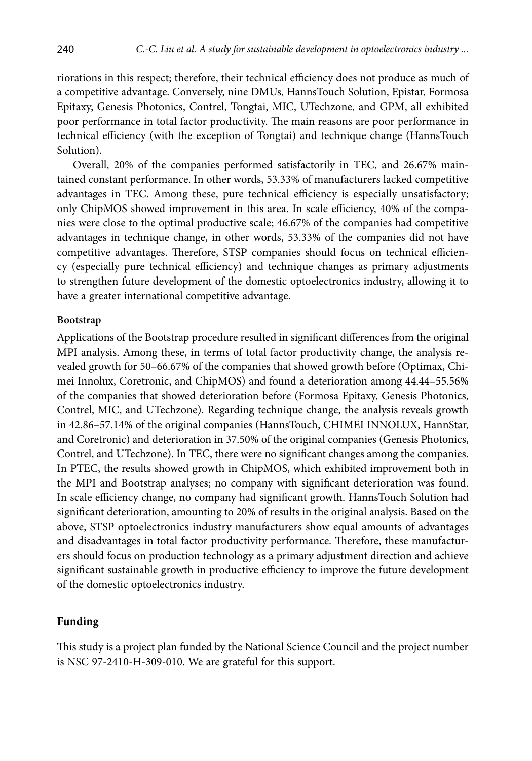riorations in this respect; therefore, their technical efficiency does not produce as much of a competitive advantage. Conversely, nine DMUs, HannsTouch Solution, Epistar, Formosa Epitaxy, Genesis Photonics, Contrel, Tongtai, MIC, UTechzone, and GPM, all exhibited poor performance in total factor productivity. The main reasons are poor performance in technical efficiency (with the exception of Tongtai) and technique change (HannsTouch Solution).

Overall, 20% of the companies performed satisfactorily in TEC, and 26.67% maintained constant performance. In other words, 53.33% of manufacturers lacked competitive advantages in TEC. Among these, pure technical efficiency is especially unsatisfactory; only ChipMOS showed improvement in this area. In scale efficiency, 40% of the companies were close to the optimal productive scale; 46.67% of the companies had competitive advantages in technique change, in other words, 53.33% of the companies did not have competitive advantages. Therefore, STSP companies should focus on technical efficiency (especially pure technical efficiency) and technique changes as primary adjustments to strengthen future development of the domestic optoelectronics industry, allowing it to have a greater international competitive advantage.

#### Bootstrap

Applications of the Bootstrap procedure resulted in significant differences from the original MPI analysis. Among these, in terms of total factor productivity change, the analysis revealed growth for 50–66.67% of the companies that showed growth before (Optimax, Chimei Innolux, Coretronic, and ChipMOS) and found a deterioration among 44.44–55.56% of the companies that showed deterioration before (Formosa Epitaxy, Genesis Photonics, Contrel, MIC, and UTechzone). Regarding technique change, the analysis reveals growth in 42.86–57.14% of the original companies (HannsTouch, CHIMEI INNOLUX, HannStar, and Coretronic) and deterioration in 37.50% of the original companies (Genesis Photonics, Contrel, and UTechzone). In TEC, there were no significant changes among the companies. In PTEC, the results showed growth in ChipMOS, which exhibited improvement both in the MPI and Bootstrap analyses; no company with significant deterioration was found. In scale efficiency change, no company had significant growth. HannsTouch Solution had significant deterioration, amounting to 20% of results in the original analysis. Based on the above, STSP optoelectronics industry manufacturers show equal amounts of advantages and disadvantages in total factor productivity performance. Therefore, these manufacturers should focus on production technology as a primary adjustment direction and achieve significant sustainable growth in productive efficiency to improve the future development of the domestic optoelectronics industry.

## Funding

This study is a project plan funded by the National Science Council and the project number is NSC 97-2410-H-309-010. We are grateful for this support.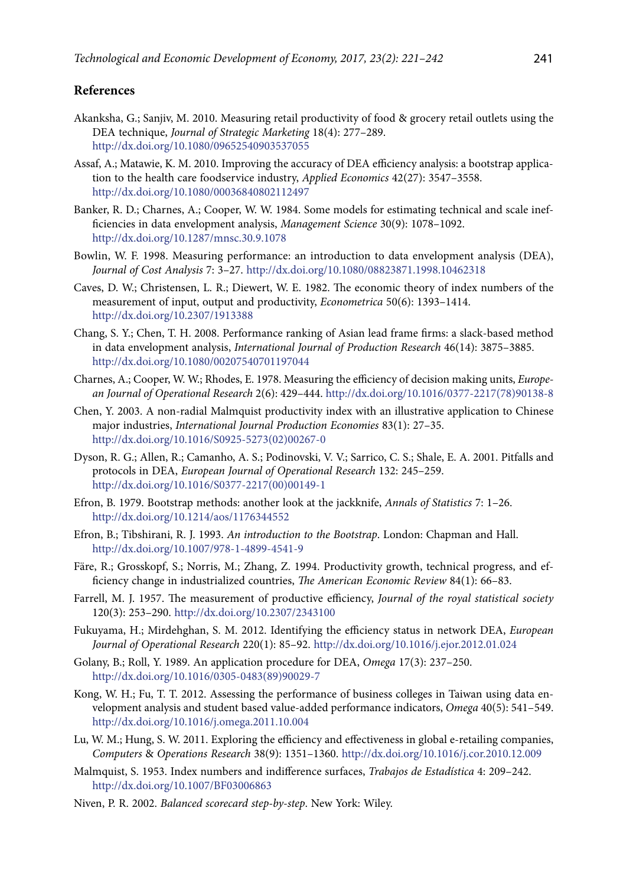## References

Akanksha, G.; Sanjiv, M. 2010. Measuring retail productivity of food & grocery retail outlets using the DEA technique, *Journal of Strategic Marketing* 18(4): 277–289. http://dx.doi.org/10.1080/09652540903537055

Assaf, A.; Matawie, K. M. 2010. Improving the accuracy of DEA efficiency analysis: a bootstrap application to the health care foodservice industry, *Applied Economics* 42(27): 3547–3558. http://dx.doi.org/10.1080/00036840802112497

Banker, R. D.; Charnes, A.; Cooper, W. W. 1984. Some models for estimating technical and scale inefficiencies in data envelopment analysis, *Management Science* 30(9): 1078–1092. http://dx.doi.org/10.1287/mnsc.30.9.1078

Bowlin, W. F. 1998. Measuring performance: an introduction to data envelopment analysis (DEA), *Journal of Cost Analysis* 7: 3–27. http://dx.doi.org/10.1080/08823871.1998.10462318

Caves, D. W.; Christensen, L. R.; Diewert, W. E. 1982. The economic theory of index numbers of the measurement of input, output and productivity, *Econometrica* 50(6): 1393–1414. http://dx.doi.org/10.2307/1913388

Chang, S. Y.; Chen, T. H. 2008. Performance ranking of Asian lead frame firms: a slack-based method in data envelopment analysis, *International Journal of Production Research* 46(14): 3875–3885. http://dx.doi.org/10.1080/00207540701197044

Charnes, A.; Cooper, W. W.; Rhodes, E. 1978. Measuring the efficiency of decision making units, *European Journal of Operational Research* 2(6): 429–444. http://dx.doi.org/10.1016/0377-2217(78)90138-8

Chen, Y. 2003. A non-radial Malmquist productivity index with an illustrative application to Chinese major industries, *International Journal Production Economies* 83(1): 27–35. http://dx.doi.org/10.1016/S0925-5273(02)00267-0

Dyson, R. G.; Allen, R.; Camanho, A. S.; Podinovski, V. V.; Sarrico, C. S.; Shale, E. A. 2001. Pitfalls and protocols in DEA, *European Journal of Operational Research* 132: 245–259. http://dx.doi.org/10.1016/S0377-2217(00)00149-1

Efron, B. 1979. Bootstrap methods: another look at the jackknife, *Annals of Statistics* 7: 1–26. http://dx.doi.org/10.1214/aos/1176344552

Efron, B.; Tibshirani, R. J. 1993. *An introduction to the Bootstrap*. London: Chapman and Hall. http://dx.doi.org/10.1007/978-1-4899-4541-9

Färe, R.; Grosskopf, S.; Norris, M.; Zhang, Z. 1994. Productivity growth, technical progress, and efficiency change in industrialized countries, *The American Economic Review* 84(1): 66–83.

Farrell, M. J. 1957. The measurement of productive efficiency, *Journal of the royal statistical society* 120(3): 253–290. http://dx.doi.org/10.2307/2343100

Fukuyama, H.; Mirdehghan, S. M. 2012. Identifying the efficiency status in network DEA, *European Journal of Operational Research* 220(1): 85–92. http://dx.doi.org/10.1016/j.ejor.2012.01.024

Golany, B.; Roll, Y. 1989. An application procedure for DEA, *Omega* 17(3): 237–250. http://dx.doi.org/10.1016/0305-0483(89)90029-7

Kong, W. H.; Fu, T. T. 2012. Assessing the performance of business colleges in Taiwan using data envelopment analysis and student based value-added performance indicators, *Omega* 40(5): 541–549. http://dx.doi.org/10.1016/j.omega.2011.10.004

Lu, W. M.; Hung, S. W. 2011. Exploring the efficiency and effectiveness in global e-retailing companies, *Computers & Operations Research* 38(9): 1351–1360. http://dx.doi.org/10.1016/j.cor.2010.12.009

Malmquist, S. 1953. Index numbers and indifference surfaces, *Trabajos de Estadística* 4: 209–242. http://dx.doi.org/10.1007/BF03006863

Niven, P. R. 2002. *Balanced scorecard step-by-step*. New York: Wiley.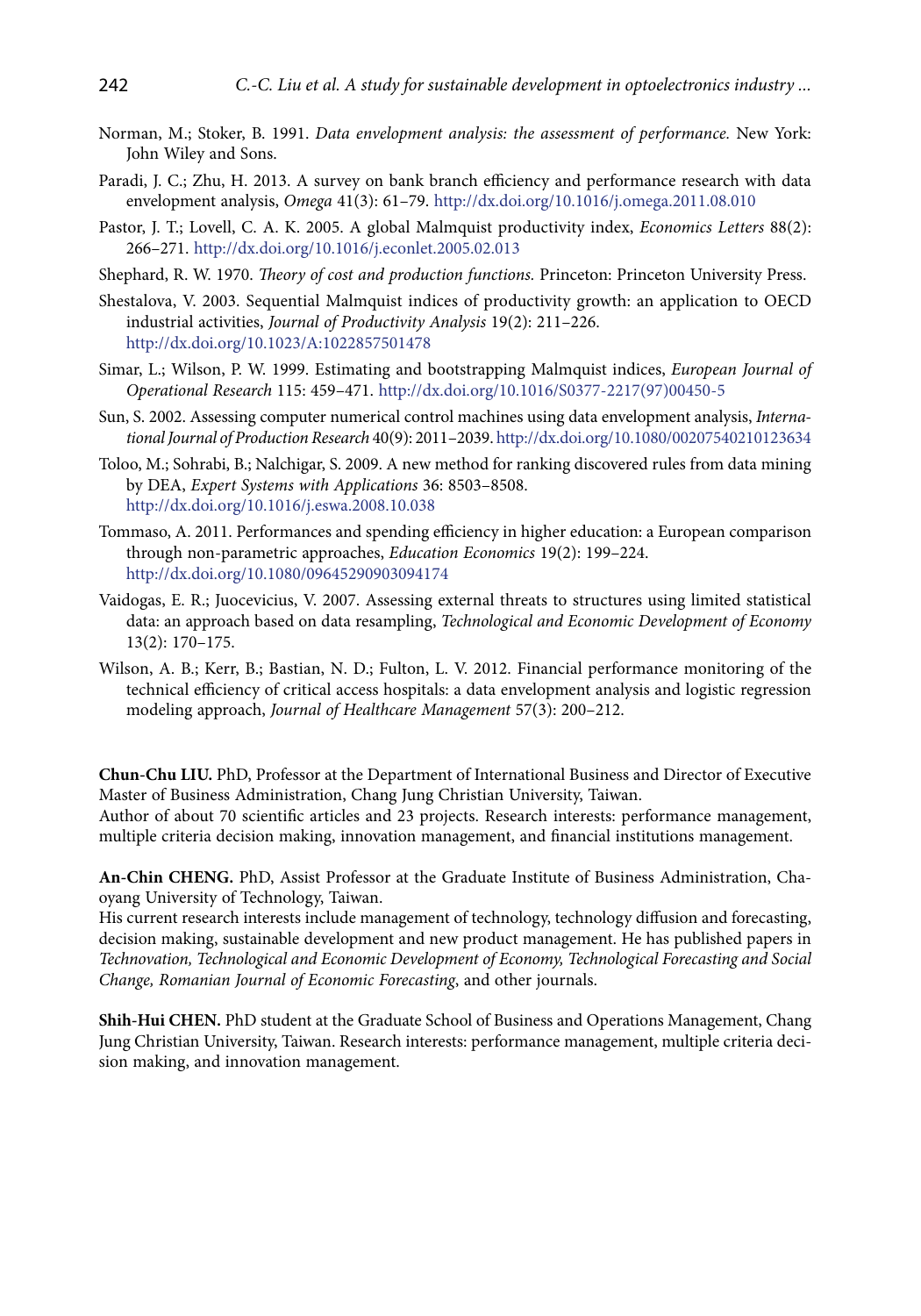Norman, M.; Stoker, B. 1991. *Data envelopment analysis: the assessment of performance.* New York: John Wiley and Sons.

Paradi, J. C.; Zhu, H. 2013. A survey on bank branch efficiency and performance research with data envelopment analysis, *Omega* 41(3): 61–79. http://dx.doi.org/10.1016/j.omega.2011.08.010

Pastor, J. T.; Lovell, C. A. K. 2005. A global Malmquist productivity index, *Economics Letters* 88(2): 266–271. http://dx.doi.org/10.1016/j.econlet.2005.02.013

Shephard, R. W. 1970. *Theory of cost and production functions.* Princeton: Princeton University Press.

Shestalova, V. 2003. Sequential Malmquist indices of productivity growth: an application to OECD industrial activities, *Journal of Productivity Analysis* 19(2): 211–226. http://dx.doi.org/10.1023/A:1022857501478

Simar, L.; Wilson, P. W. 1999. Estimating and bootstrapping Malmquist indices, *European Journal of Operational Research* 115: 459–471. http://dx.doi.org/10.1016/S0377-2217(97)00450-5

Sun, S. 2002. Assessing computer numerical control machines using data envelopment analysis, *International Journal of Production Research* 40(9): 2011–2039. http://dx.doi.org/10.1080/00207540210123634

Toloo, M.; Sohrabi, B.; Nalchigar, S. 2009. A new method for ranking discovered rules from data mining by DEA, *Expert Systems with Applications* 36: 8503–8508. http://dx.doi.org/10.1016/j.eswa.2008.10.038

Tommaso, A. 2011. Performances and spending efficiency in higher education: a European comparison through non-parametric approaches, *Education Economics* 19(2): 199–224. http://dx.doi.org/10.1080/09645290903094174

Vaidogas, E. R.; Juocevicius, V. 2007. Assessing external threats to structures using limited statistical data: an approach based on data resampling, *Technological and Economic Development of Economy* 13(2): 170–175.

Wilson, A. B.; Kerr, B.; Bastian, N. D.; Fulton, L. V. 2012. Financial performance monitoring of the technical efficiency of critical access hospitals: a data envelopment analysis and logistic regression modeling approach, *Journal of Healthcare Management* 57(3): 200–212.

**Chun-Chu LIU.** PhD, Professor at the Department of International Business and Director of Executive Master of Business Administration, Chang Jung Christian University, Taiwan.
Author of about 70 scientific articles and 23 projects. Research interests: performance management, multiple criteria decision making, innovation management, and financial institutions management.

**An-Chin CHENG.** PhD, Assist Professor at the Graduate Institute of Business Administration, Chaoyang University of Technology, Taiwan.
His current research interests include management of technology, technology diffusion and forecasting, decision making, sustainable development and new product management. He has published papers in *Technovation, Technological and Economic Development of Economy, Technological Forecasting and Social Change, Romanian Journal of Economic Forecasting*, and other journals.

**Shih-Hui CHEN.** PhD student at the Graduate School of Business and Operations Management, Chang Jung Christian University, Taiwan. Research interests: performance management, multiple criteria decision making, and innovation management.